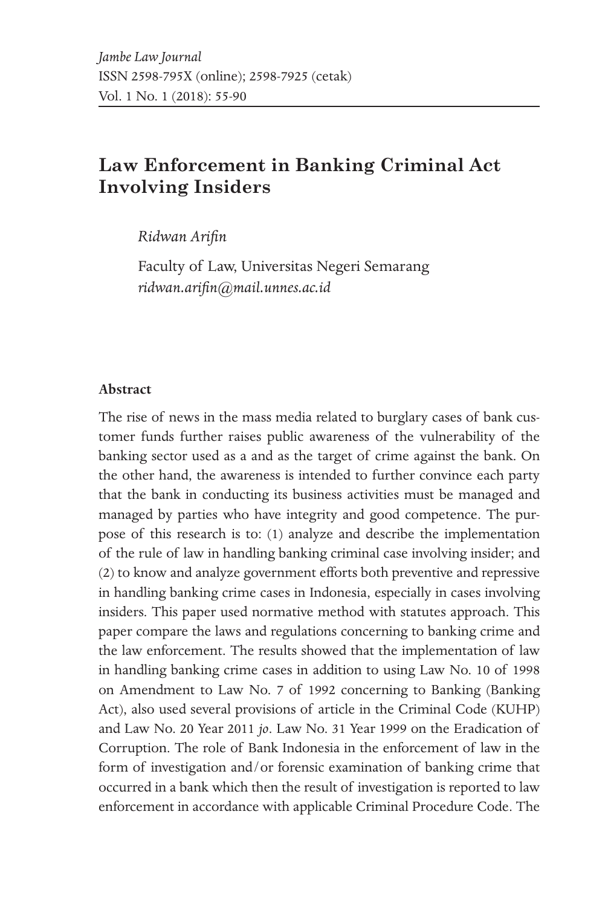*Jambe Law Journal*
ISSN 2598-795X (online); 2598-7925 (cetak)
Vol. 1 No. 1 (2018): 55-90

# Law Enforcement in Banking Criminal Act Involving Insiders

*Ridwan Arifin*

Faculty of Law, Universitas Negeri Semarang
*ridwan.arifin@mail.unnes.ac.id*

### Abstract

The rise of news in the mass media related to burglary cases of bank customer funds further raises public awareness of the vulnerability of the banking sector used as a and as the target of crime against the bank. On the other hand, the awareness is intended to further convince each party that the bank in conducting its business activities must be managed and managed by parties who have integrity and good competence. The purpose of this research is to: (1) analyze and describe the implementation of the rule of law in handling banking criminal case involving insider; and (2) to know and analyze government efforts both preventive and repressive in handling banking crime cases in Indonesia, especially in cases involving insiders. This paper used normative method with statutes approach. This paper compare the laws and regulations concerning to banking crime and the law enforcement. The results showed that the implementation of law in handling banking crime cases in addition to using Law No. 10 of 1998 on Amendment to Law No. 7 of 1992 concerning to Banking (Banking Act), also used several provisions of article in the Criminal Code (KUHP) and Law No. 20 Year 2011 *jo*. Law No. 31 Year 1999 on the Eradication of Corruption. The role of Bank Indonesia in the enforcement of law in the form of investigation and/or forensic examination of banking crime that occurred in a bank which then the result of investigation is reported to law enforcement in accordance with applicable Criminal Procedure Code. The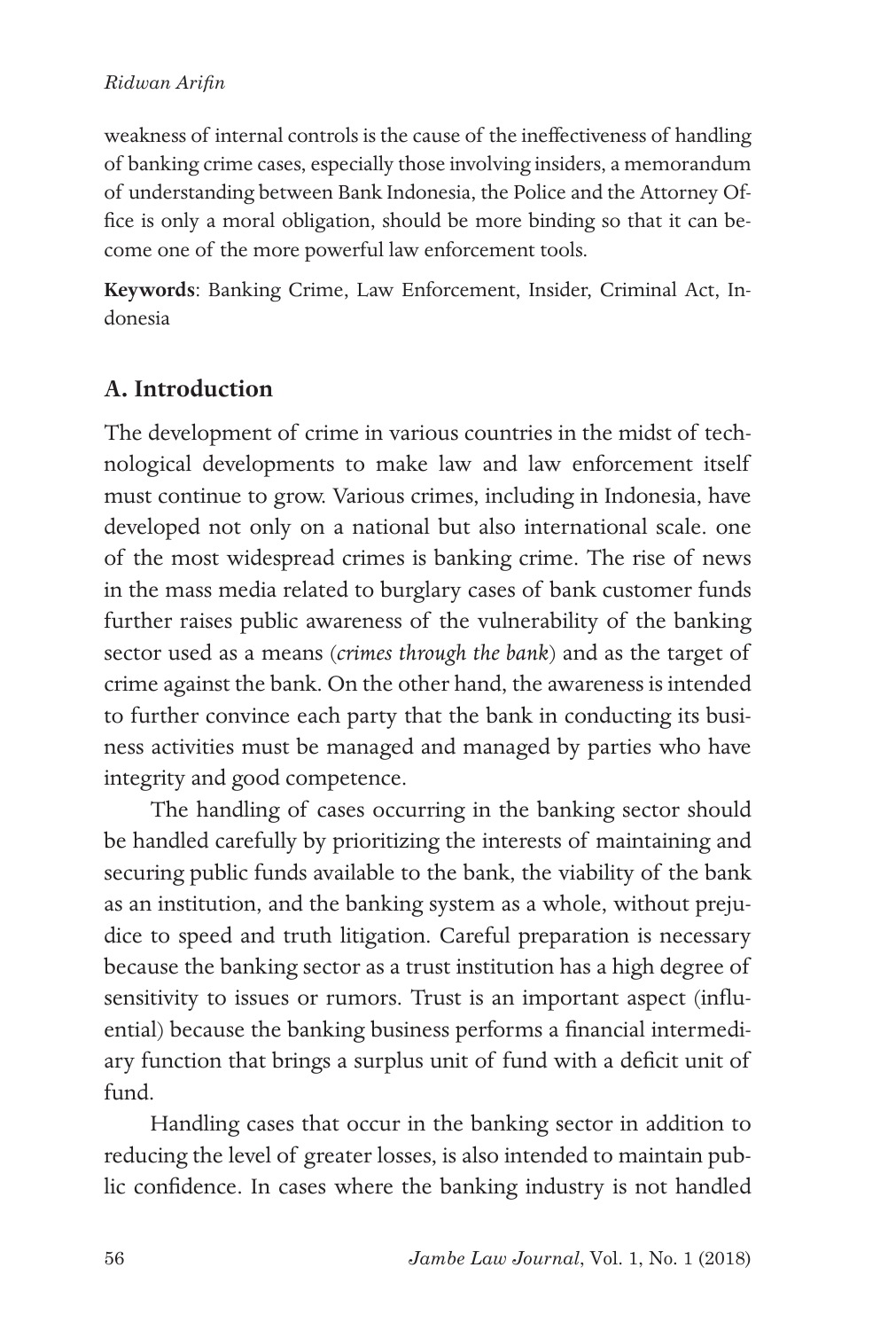weakness of internal controls is the cause of the ineffectiveness of handling of banking crime cases, especially those involving insiders, a memorandum of understanding between Bank Indonesia, the Police and the Attorney Office is only a moral obligation, should be more binding so that it can become one of the more powerful law enforcement tools.

**Keywords**: Banking Crime, Law Enforcement, Insider, Criminal Act, Indonesia

## A. Introduction

The development of crime in various countries in the midst of technological developments to make law and law enforcement itself must continue to grow. Various crimes, including in Indonesia, have developed not only on a national but also international scale. one of the most widespread crimes is banking crime. The rise of news in the mass media related to burglary cases of bank customer funds further raises public awareness of the vulnerability of the banking sector used as a means (*crimes through the bank*) and as the target of crime against the bank. On the other hand, the awareness is intended to further convince each party that the bank in conducting its business activities must be managed and managed by parties who have integrity and good competence.

The handling of cases occurring in the banking sector should be handled carefully by prioritizing the interests of maintaining and securing public funds available to the bank, the viability of the bank as an institution, and the banking system as a whole, without prejudice to speed and truth litigation. Careful preparation is necessary because the banking sector as a trust institution has a high degree of sensitivity to issues or rumors. Trust is an important aspect (influential) because the banking business performs a financial intermediary function that brings a surplus unit of fund with a deficit unit of fund.

Handling cases that occur in the banking sector in addition to reducing the level of greater losses, is also intended to maintain public confidence. In cases where the banking industry is not handled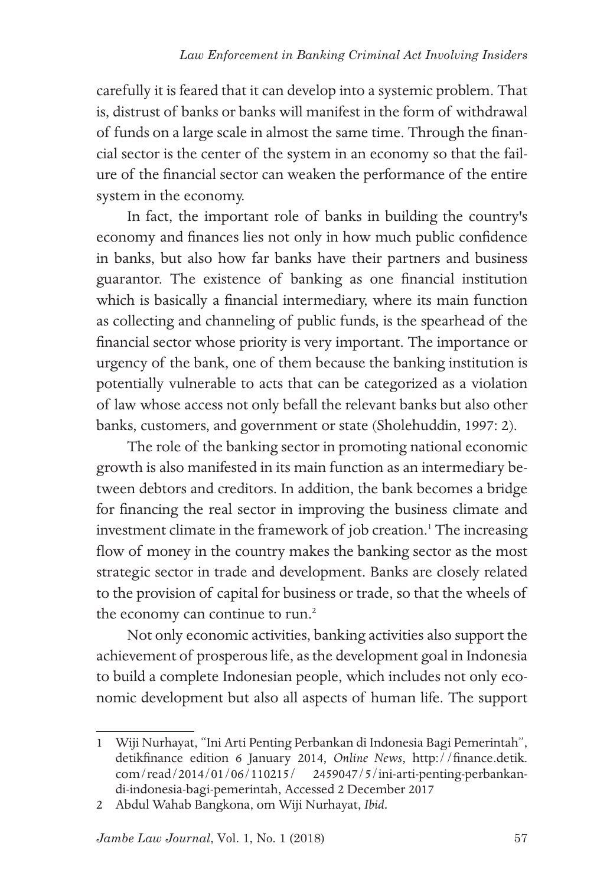carefully it is feared that it can develop into a systemic problem. That is, distrust of banks or banks will manifest in the form of withdrawal of funds on a large scale in almost the same time. Through the financial sector is the center of the system in an economy so that the failure of the financial sector can weaken the performance of the entire system in the economy.

In fact, the important role of banks in building the country's economy and finances lies not only in how much public confidence in banks, but also how far banks have their partners and business guarantor. The existence of banking as one financial institution which is basically a financial intermediary, where its main function as collecting and channeling of public funds, is the spearhead of the financial sector whose priority is very important. The importance or urgency of the bank, one of them because the banking institution is potentially vulnerable to acts that can be categorized as a violation of law whose access not only befall the relevant banks but also other banks, customers, and government or state (Sholehuddin, 1997: 2).

The role of the banking sector in promoting national economic growth is also manifested in its main function as an intermediary between debtors and creditors. In addition, the bank becomes a bridge for financing the real sector in improving the business climate and investment climate in the framework of job creation.[1] The increasing flow of money in the country makes the banking sector as the most strategic sector in trade and development. Banks are closely related to the provision of capital for business or trade, so that the wheels of the economy can continue to run.[2]

Not only economic activities, banking activities also support the achievement of prosperous life, as the development goal in Indonesia to build a complete Indonesian people, which includes not only economic development but also all aspects of human life. The support

---

1 Wiji Nurhayat, "Ini Arti Penting Perbankan di Indonesia Bagi Pemerintah", detikfinance edition 6 January 2014, *Online News*, http://finance.detik.com/read/2014/01/06/110215/ 2459047/5/ini-arti-penting-perbankan-di-indonesia-bagi-pemerintah, Accessed 2 December 2017

2 Abdul Wahab Bangkona, om Wiji Nurhayat, *Ibid*.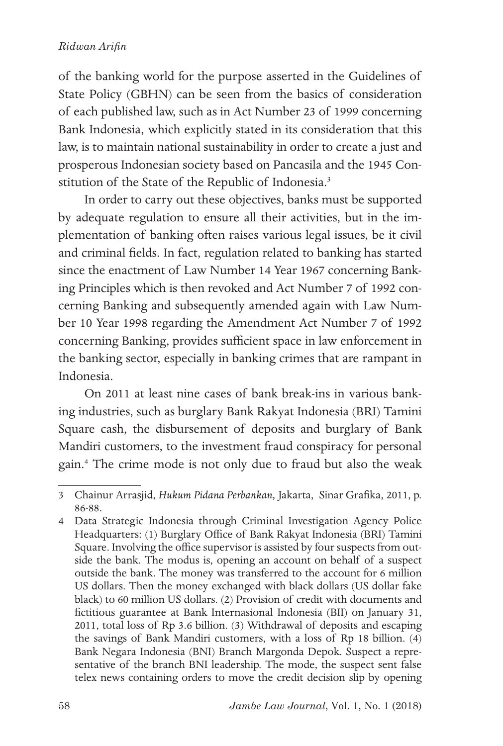of the banking world for the purpose asserted in the Guidelines of State Policy (GBHN) can be seen from the basics of consideration of each published law, such as in Act Number 23 of 1999 concerning Bank Indonesia, which explicitly stated in its consideration that this law, is to maintain national sustainability in order to create a just and prosperous Indonesian society based on Pancasila and the 1945 Constitution of the State of the Republic of Indonesia.[3]

In order to carry out these objectives, banks must be supported by adequate regulation to ensure all their activities, but in the implementation of banking often raises various legal issues, be it civil and criminal fields. In fact, regulation related to banking has started since the enactment of Law Number 14 Year 1967 concerning Banking Principles which is then revoked and Act Number 7 of 1992 concerning Banking and subsequently amended again with Law Number 10 Year 1998 regarding the Amendment Act Number 7 of 1992 concerning Banking, provides sufficient space in law enforcement in the banking sector, especially in banking crimes that are rampant in Indonesia.

On 2011 at least nine cases of bank break-ins in various banking industries, such as burglary Bank Rakyat Indonesia (BRI) Tamini Square cash, the disbursement of deposits and burglary of Bank Mandiri customers, to the investment fraud conspiracy for personal gain.[4] The crime mode is not only due to fraud but also the weak

---

3 Chainur Arrasjid, *Hukum Pidana Perbankan,* Jakarta, Sinar Grafika, 2011, p. 86-88.

4 Data Strategic Indonesia through Criminal Investigation Agency Police Headquarters: (1) Burglary Office of Bank Rakyat Indonesia (BRI) Tamini Square. Involving the office supervisor is assisted by four suspects from outside the bank. The modus is, opening an account on behalf of a suspect outside the bank. The money was transferred to the account for 6 million US dollars. Then the money exchanged with black dollars (US dollar fake black) to 60 million US dollars. (2) Provision of credit with documents and fictitious guarantee at Bank Internasional Indonesia (BII) on January 31, 2011, total loss of Rp 3.6 billion. (3) Withdrawal of deposits and escaping the savings of Bank Mandiri customers, with a loss of Rp 18 billion. (4) Bank Negara Indonesia (BNI) Branch Margonda Depok. Suspect a representative of the branch BNI leadership. The mode, the suspect sent false telex news containing orders to move the credit decision slip by opening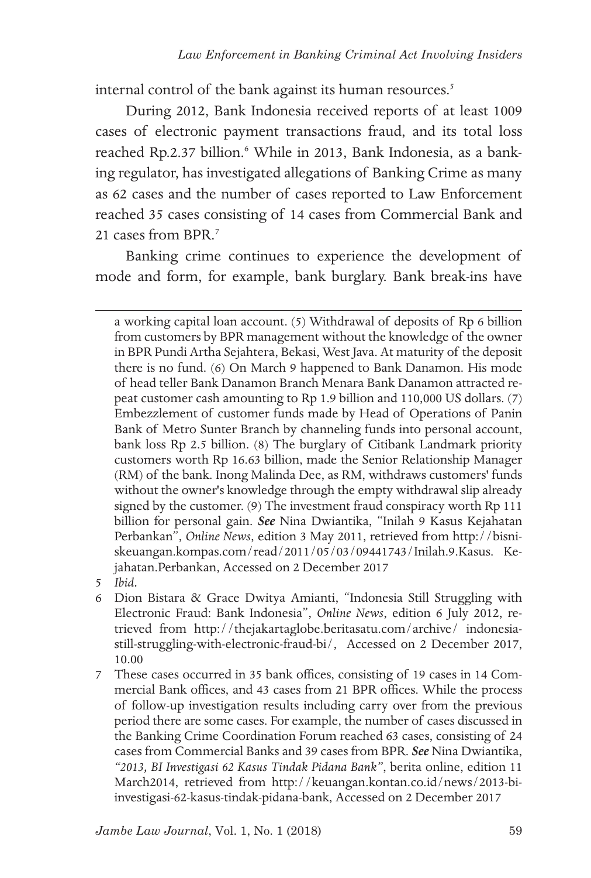internal control of the bank against its human resources.[5]

During 2012, Bank Indonesia received reports of at least 1009 cases of electronic payment transactions fraud, and its total loss reached Rp.2.37 billion.[6] While in 2013, Bank Indonesia, as a banking regulator, has investigated allegations of Banking Crime as many as 62 cases and the number of cases reported to Law Enforcement reached 35 cases consisting of 14 cases from Commercial Bank and 21 cases from BPR.[7]

Banking crime continues to experience the development of mode and form, for example, bank burglary. Bank break-ins have

---

a working capital loan account. (5) Withdrawal of deposits of Rp 6 billion from customers by BPR management without the knowledge of the owner in BPR Pundi Artha Sejahtera, Bekasi, West Java. At maturity of the deposit there is no fund. (6) On March 9 happened to Bank Danamon. His mode of head teller Bank Danamon Branch Menara Bank Danamon attracted repeat customer cash amounting to Rp 1.9 billion and 110,000 US dollars. (7) Embezzlement of customer funds made by Head of Operations of Panin Bank of Metro Sunter Branch by channeling funds into personal account, bank loss Rp 2.5 billion. (8) The burglary of Citibank Landmark priority customers worth Rp 16.63 billion, made the Senior Relationship Manager (RM) of the bank. Inong Malinda Dee, as RM, withdraws customers' funds without the owner's knowledge through the empty withdrawal slip already signed by the customer. (9) The investment fraud conspiracy worth Rp 111 billion for personal gain. ***See*** Nina Dwiantika, "Inilah 9 Kasus Kejahatan Perbankan", *Online News*, edition 3 May 2011, retrieved from http://bisniskeuangan.kompas.com/read/2011/05/03/09441743/Inilah.9.Kasus. Kejahatan.Perbankan, Accessed on 2 December 2017

5 *Ibid*.

6 Dion Bistara & Grace Dwitya Amianti, "Indonesia Still Struggling with Electronic Fraud: Bank Indonesia", *Online News*, edition 6 July 2012, retrieved from http://thejakartaglobe.beritasatu.com/archive/ indonesia-still-struggling-with-electronic-fraud-bi/, Accessed on 2 December 2017, 10.00

7 These cases occurred in 35 bank offices, consisting of 19 cases in 14 Commercial Bank offices, and 43 cases from 21 BPR offices. While the process of follow-up investigation results including carry over from the previous period there are some cases. For example, the number of cases discussed in the Banking Crime Coordination Forum reached 63 cases, consisting of 24 cases from Commercial Banks and 39 cases from BPR. ***See*** Nina Dwiantika, *"2013, BI Investigasi 62 Kasus Tindak Pidana Bank"*, berita online, edition 11 March2014, retrieved from http://keuangan.kontan.co.id/news/2013-bi-investigasi-62-kasus-tindak-pidana-bank, Accessed on 2 December 2017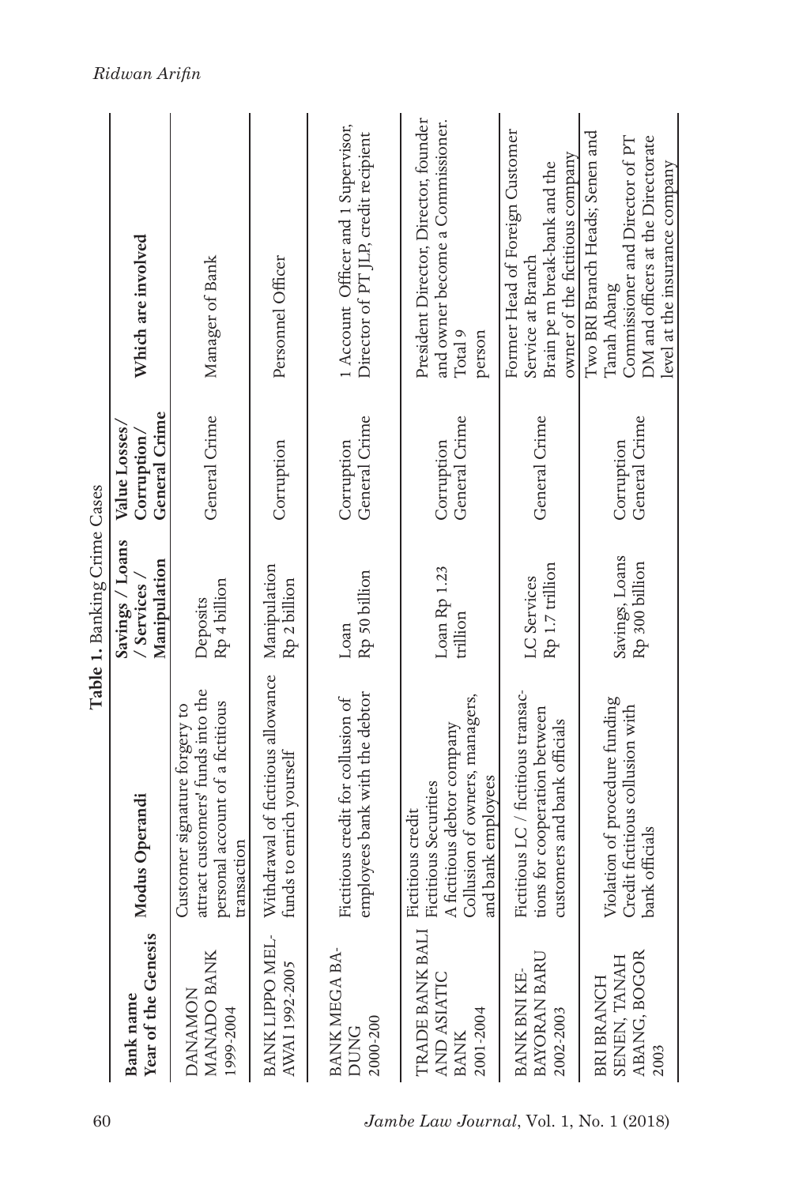**Table 1.** Banking Crime Cases

| Bank name Year of the Genesis | Modus Operandi | Savings / Loans / Services / Manipulation | Value Losses/ Corruption/ General Crime | Which are involved |
|---|---|---|---|---|
| DANAMON MANADO BANK 1999-2004 | Customer signature forgery to attract customers' funds into the personal account of a fictitious transaction | Deposits Rp 4 billion | General Crime | Manager of Bank |
| BANK LIPPO MELAWAI 1992-2005 | Withdrawal of fictitious allowance funds to enrich yourself | Manipulation Rp 2 billion | Corruption | Personnel Officer |
| BANK MEGA BANDUNG 2000-200 | Fictitious credit for collusion of employees bank with the debtor | Loan Rp 50 billion | Corruption General Crime | 1 Account Officer and 1 Supervisor, Director of PT JLP, credit recipient |
| TRADE BANK BALI AND ASIATIC BANK 2001-2004 | Fictitious credit Fictitious Securities A fictitious debtor company Collusion of owners, managers, and bank employees | Loan Rp 1.23 trillion | Corruption General Crime | President Director, Director, founder and owner become a Commissioner. Total 9 person |
| BANK BNI KEBAYORAN BARU 2002-2003 | Fictitious LC / fictitious transactions for cooperation between customers and bank officials | LC Services Rp 1.7 trillion | General Crime | Former Head of Foreign Customer Service at Branch Brain pe m break-bank and the owner of the fictitious company |
| BRI BRANCH SENEN, TANAH ABANG, BOGOR 2003 | Violation of procedure funding Credit fictitious collusion with bank officials | Savings, Loans Rp 300 billion | Corruption General Crime | Two BRI Branch Heads; Senen and Tanah Abang Commissioner and Director of PT DM and officers at the Directorate level at the insurance company |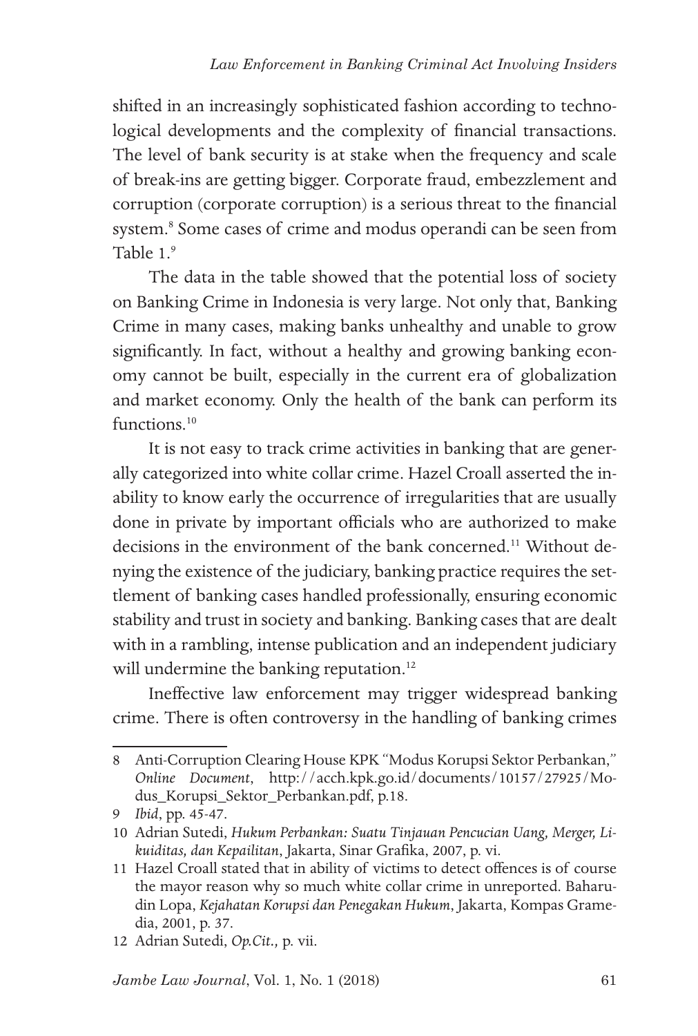shifted in an increasingly sophisticated fashion according to technological developments and the complexity of financial transactions. The level of bank security is at stake when the frequency and scale of break-ins are getting bigger. Corporate fraud, embezzlement and corruption (corporate corruption) is a serious threat to the financial system.[8] Some cases of crime and modus operandi can be seen from Table 1.[9]

The data in the table showed that the potential loss of society on Banking Crime in Indonesia is very large. Not only that, Banking Crime in many cases, making banks unhealthy and unable to grow significantly. In fact, without a healthy and growing banking economy cannot be built, especially in the current era of globalization and market economy. Only the health of the bank can perform its functions.[10]

It is not easy to track crime activities in banking that are generally categorized into white collar crime. Hazel Croall asserted the inability to know early the occurrence of irregularities that are usually done in private by important officials who are authorized to make decisions in the environment of the bank concerned.[11] Without denying the existence of the judiciary, banking practice requires the settlement of banking cases handled professionally, ensuring economic stability and trust in society and banking. Banking cases that are dealt with in a rambling, intense publication and an independent judiciary will undermine the banking reputation.[12]

Ineffective law enforcement may trigger widespread banking crime. There is often controversy in the handling of banking crimes

---

8 Anti-Corruption Clearing House KPK "Modus Korupsi Sektor Perbankan," *Online Document*, http://acch.kpk.go.id/documents/10157/27925/Modus_Korupsi_Sektor_Perbankan.pdf, p.18.

9 *Ibid*, pp. 45-47.

10 Adrian Sutedi, *Hukum Perbankan: Suatu Tinjauan Pencucian Uang, Merger, Likuiditas, dan Kepailitan*, Jakarta, Sinar Grafika, 2007, p. vi.

11 Hazel Croall stated that in ability of victims to detect offences is of course the mayor reason why so much white collar crime in unreported. Baharudin Lopa, *Kejahatan Korupsi dan Penegakan Hukum*, Jakarta, Kompas Gramedia, 2001, p. 37.

12 Adrian Sutedi, *Op.Cit.,* p. vii.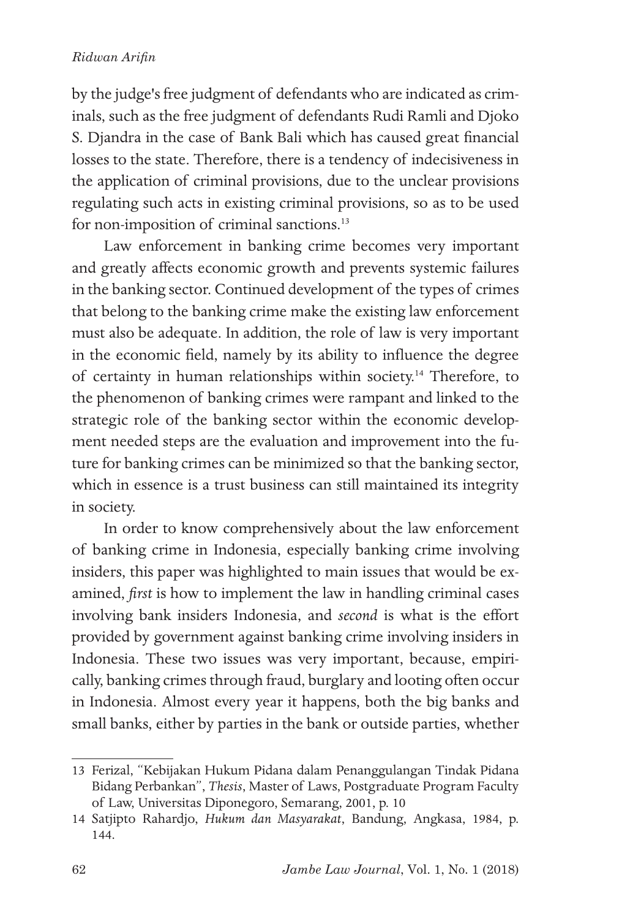by the judge's free judgment of defendants who are indicated as criminals, such as the free judgment of defendants Rudi Ramli and Djoko S. Djandra in the case of Bank Bali which has caused great financial losses to the state. Therefore, there is a tendency of indecisiveness in the application of criminal provisions, due to the unclear provisions regulating such acts in existing criminal provisions, so as to be used for non-imposition of criminal sanctions.[13]

Law enforcement in banking crime becomes very important and greatly affects economic growth and prevents systemic failures in the banking sector. Continued development of the types of crimes that belong to the banking crime make the existing law enforcement must also be adequate. In addition, the role of law is very important in the economic field, namely by its ability to influence the degree of certainty in human relationships within society.[14] Therefore, to the phenomenon of banking crimes were rampant and linked to the strategic role of the banking sector within the economic development needed steps are the evaluation and improvement into the future for banking crimes can be minimized so that the banking sector, which in essence is a trust business can still maintained its integrity in society.

In order to know comprehensively about the law enforcement of banking crime in Indonesia, especially banking crime involving insiders, this paper was highlighted to main issues that would be examined, *first* is how to implement the law in handling criminal cases involving bank insiders Indonesia, and *second* is what is the effort provided by government against banking crime involving insiders in Indonesia. These two issues was very important, because, empirically, banking crimes through fraud, burglary and looting often occur in Indonesia. Almost every year it happens, both the big banks and small banks, either by parties in the bank or outside parties, whether

---

13 Ferizal, "Kebijakan Hukum Pidana dalam Penanggulangan Tindak Pidana Bidang Perbankan", *Thesis*, Master of Laws, Postgraduate Program Faculty of Law, Universitas Diponegoro, Semarang, 2001, p. 10

14 Satjipto Rahardjo, *Hukum dan Masyarakat*, Bandung, Angkasa, 1984, p. 144.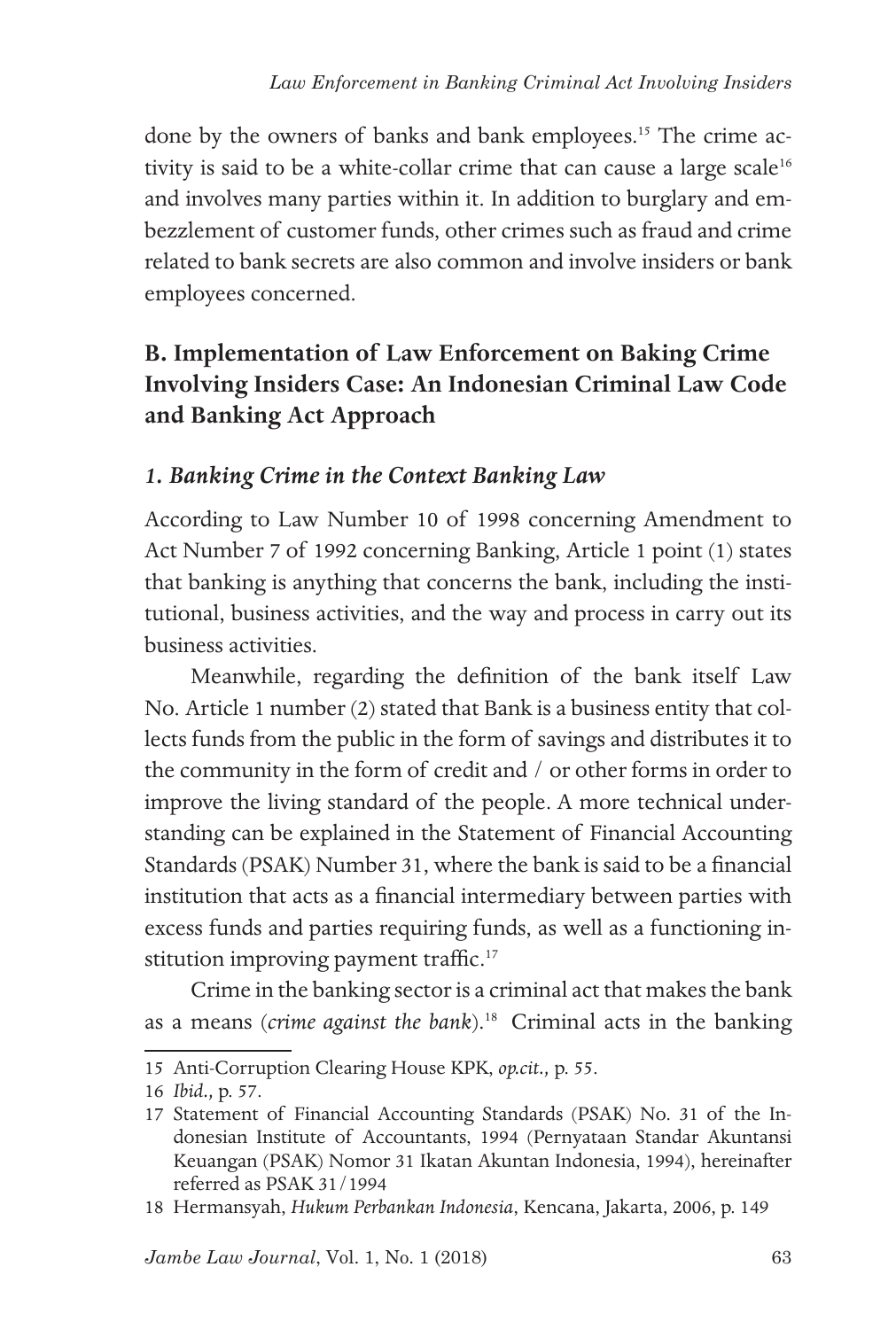done by the owners of banks and bank employees.[15] The crime activity is said to be a white-collar crime that can cause a large scale[16] and involves many parties within it. In addition to burglary and embezzlement of customer funds, other crimes such as fraud and crime related to bank secrets are also common and involve insiders or bank employees concerned.

## B. Implementation of Law Enforcement on Baking Crime Involving Insiders Case: An Indonesian Criminal Law Code and Banking Act Approach

### *1. Banking Crime in the Context Banking Law*

According to Law Number 10 of 1998 concerning Amendment to Act Number 7 of 1992 concerning Banking, Article 1 point (1) states that banking is anything that concerns the bank, including the institutional, business activities, and the way and process in carry out its business activities.

Meanwhile, regarding the definition of the bank itself Law No. Article 1 number (2) stated that Bank is a business entity that collects funds from the public in the form of savings and distributes it to the community in the form of credit and / or other forms in order to improve the living standard of the people. A more technical understanding can be explained in the Statement of Financial Accounting Standards (PSAK) Number 31, where the bank is said to be a financial institution that acts as a financial intermediary between parties with excess funds and parties requiring funds, as well as a functioning institution improving payment traffic.[17]

Crime in the banking sector is a criminal act that makes the bank as a means (*crime against the bank*).[18] Criminal acts in the banking

---

15 Anti-Corruption Clearing House KPK, *op.cit.,* p. 55.

16 *Ibid.,* p. 57.

17 Statement of Financial Accounting Standards (PSAK) No. 31 of the Indonesian Institute of Accountants, 1994 (Pernyataan Standar Akuntansi Keuangan (PSAK) Nomor 31 Ikatan Akuntan Indonesia, 1994), hereinafter referred as PSAK 31/1994

18 Hermansyah, *Hukum Perbankan Indonesia*, Kencana, Jakarta, 2006, p. 149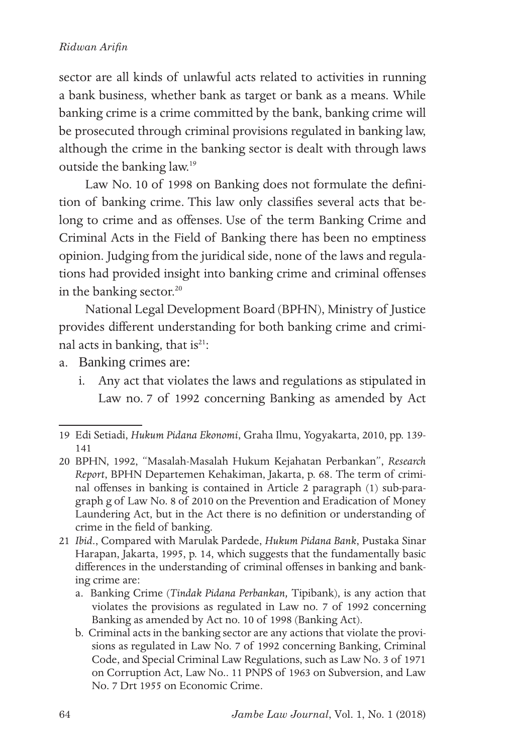sector are all kinds of unlawful acts related to activities in running a bank business, whether bank as target or bank as a means. While banking crime is a crime committed by the bank, banking crime will be prosecuted through criminal provisions regulated in banking law, although the crime in the banking sector is dealt with through laws outside the banking law.[19]

Law No. 10 of 1998 on Banking does not formulate the definition of banking crime. This law only classifies several acts that belong to crime and as offenses. Use of the term Banking Crime and Criminal Acts in the Field of Banking there has been no emptiness opinion. Judging from the juridical side, none of the laws and regulations had provided insight into banking crime and criminal offenses in the banking sector.[20]

National Legal Development Board (BPHN), Ministry of Justice provides different understanding for both banking crime and criminal acts in banking, that is[21]:

a. Banking crimes are:
   i. Any act that violates the laws and regulations as stipulated in Law no. 7 of 1992 concerning Banking as amended by Act

---

19 Edi Setiadi, *Hukum Pidana Ekonomi*, Graha Ilmu, Yogyakarta, 2010, pp. 139-141

20 BPHN, 1992, "Masalah-Masalah Hukum Kejahatan Perbankan", *Research Report*, BPHN Departemen Kehakiman, Jakarta, p. 68. The term of criminal offenses in banking is contained in Article 2 paragraph (1) sub-paragraph g of Law No. 8 of 2010 on the Prevention and Eradication of Money Laundering Act, but in the Act there is no definition or understanding of crime in the field of banking.

21 *Ibid*., Compared with Marulak Pardede, *Hukum Pidana Bank*, Pustaka Sinar Harapan, Jakarta, 1995, p. 14, which suggests that the fundamentally basic differences in the understanding of criminal offenses in banking and banking crime are:

a. Banking Crime (*Tindak Pidana Perbankan,* Tipibank), is any action that violates the provisions as regulated in Law no. 7 of 1992 concerning Banking as amended by Act no. 10 of 1998 (Banking Act).

b. Criminal acts in the banking sector are any actions that violate the provisions as regulated in Law No. 7 of 1992 concerning Banking, Criminal Code, and Special Criminal Law Regulations, such as Law No. 3 of 1971 on Corruption Act, Law No.. 11 PNPS of 1963 on Subversion, and Law No. 7 Drt 1955 on Economic Crime.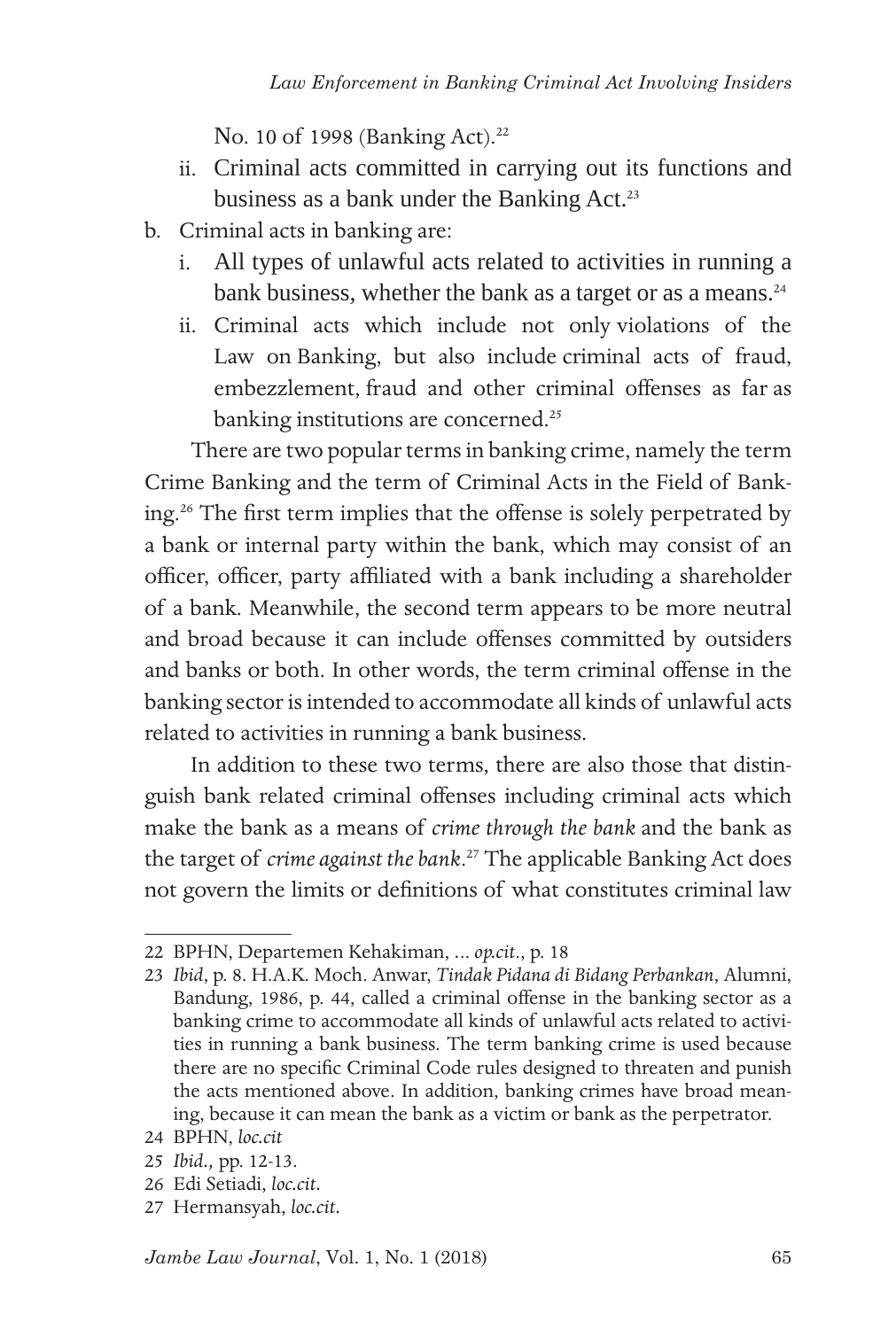No. 10 of 1998 (Banking Act).[22]

   ii. Criminal acts committed in carrying out its functions and business as a bank under the Banking Act.[23]

b. Criminal acts in banking are:
   i. All types of unlawful acts related to activities in running a bank business, whether the bank as a target or as a means.[24]
   ii. Criminal acts which include not only violations of the Law on Banking, but also include criminal acts of fraud, embezzlement, fraud and other criminal offenses as far as banking institutions are concerned.[25]

There are two popular terms in banking crime, namely the term Crime Banking and the term of Criminal Acts in the Field of Banking.[26] The first term implies that the offense is solely perpetrated by a bank or internal party within the bank, which may consist of an officer, officer, party affiliated with a bank including a shareholder of a bank. Meanwhile, the second term appears to be more neutral and broad because it can include offenses committed by outsiders and banks or both. In other words, the term criminal offense in the banking sector is intended to accommodate all kinds of unlawful acts related to activities in running a bank business.

In addition to these two terms, there are also those that distinguish bank related criminal offenses including criminal acts which make the bank as a means of *crime through the bank* and the bank as the target of *crime against the bank*.[27] The applicable Banking Act does not govern the limits or definitions of what constitutes criminal law

---

22 BPHN, Departemen Kehakiman, ... *op.cit*., p. 18

23 *Ibid*, p. 8. H.A.K. Moch. Anwar, *Tindak Pidana di Bidang Perbankan*, Alumni, Bandung, 1986, p. 44, called a criminal offense in the banking sector as a banking crime to accommodate all kinds of unlawful acts related to activities in running a bank business. The term banking crime is used because there are no specific Criminal Code rules designed to threaten and punish the acts mentioned above. In addition, banking crimes have broad meaning, because it can mean the bank as a victim or bank as the perpetrator.

24 BPHN, *loc.cit*

25 *Ibid.,* pp. 12-13.

26 Edi Setiadi, *loc.cit*.

27 Hermansyah, *loc.cit*.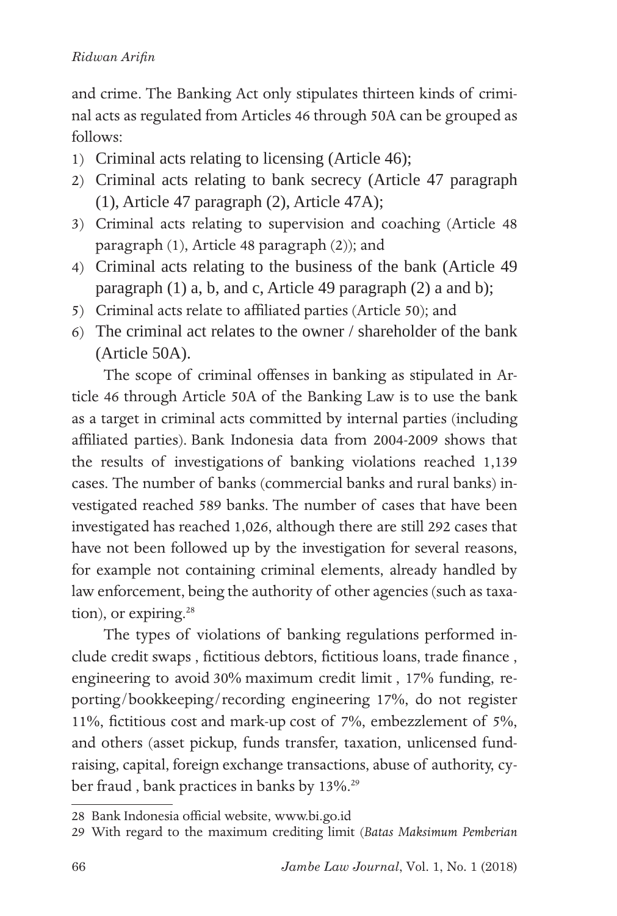and crime. The Banking Act only stipulates thirteen kinds of criminal acts as regulated from Articles 46 through 50A can be grouped as follows:

1) Criminal acts relating to licensing (Article 46);
2) Criminal acts relating to bank secrecy (Article 47 paragraph (1), Article 47 paragraph (2), Article 47A);
3) Criminal acts relating to supervision and coaching (Article 48 paragraph (1), Article 48 paragraph (2)); and
4) Criminal acts relating to the business of the bank (Article 49 paragraph (1) a, b, and c, Article 49 paragraph (2) a and b);
5) Criminal acts relate to affiliated parties (Article 50); and
6) The criminal act relates to the owner / shareholder of the bank (Article 50A).

The scope of criminal offenses in banking as stipulated in Article 46 through Article 50A of the Banking Law is to use the bank as a target in criminal acts committed by internal parties (including affiliated parties). Bank Indonesia data from 2004-2009 shows that the results of investigations of banking violations reached 1,139 cases. The number of banks (commercial banks and rural banks) investigated reached 589 banks. The number of cases that have been investigated has reached 1,026, although there are still 292 cases that have not been followed up by the investigation for several reasons, for example not containing criminal elements, already handled by law enforcement, being the authority of other agencies (such as taxation), or expiring.[28]

The types of violations of banking regulations performed include credit swaps , fictitious debtors, fictitious loans, trade finance , engineering to avoid 30% maximum credit limit , 17% funding, reporting/bookkeeping/recording engineering 17%, do not register 11%, fictitious cost and mark-up cost of 7%, embezzlement of 5%, and others (asset pickup, funds transfer, taxation, unlicensed fundraising, capital, foreign exchange transactions, abuse of authority, cyber fraud , bank practices in banks by 13%.[29]

---

28 Bank Indonesia official website, www.bi.go.id

29 With regard to the maximum crediting limit (*Batas Maksimum Pemberian*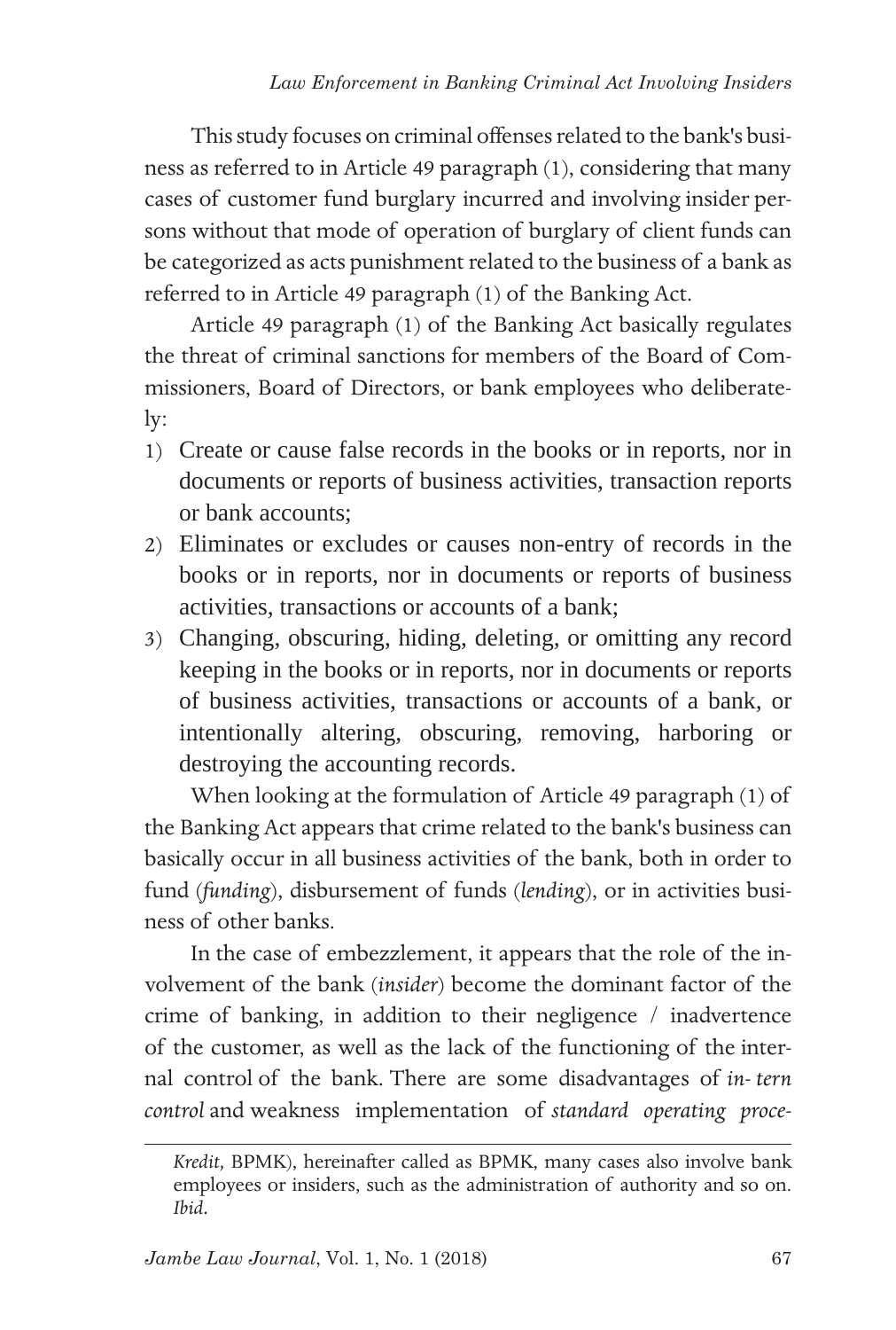This study focuses on criminal offenses related to the bank's business as referred to in Article 49 paragraph (1), considering that many cases of customer fund burglary incurred and involving insider persons without that mode of operation of burglary of client funds can be categorized as acts punishment related to the business of a bank as referred to in Article 49 paragraph (1) of the Banking Act.

Article 49 paragraph (1) of the Banking Act basically regulates the threat of criminal sanctions for members of the Board of Commissioners, Board of Directors, or bank employees who deliberately:

1) Create or cause false records in the books or in reports, nor in documents or reports of business activities, transaction reports or bank accounts;
2) Eliminates or excludes or causes non-entry of records in the books or in reports, nor in documents or reports of business activities, transactions or accounts of a bank;
3) Changing, obscuring, hiding, deleting, or omitting any record keeping in the books or in reports, nor in documents or reports of business activities, transactions or accounts of a bank, or intentionally altering, obscuring, removing, harboring or destroying the accounting records.

When looking at the formulation of Article 49 paragraph (1) of the Banking Act appears that crime related to the bank's business can basically occur in all business activities of the bank, both in order to fund (*funding*), disbursement of funds (*lending*), or in activities business of other banks.

In the case of embezzlement, it appears that the role of the involvement of the bank (*insider*) become the dominant factor of the crime of banking, in addition to their negligence / inadvertence of the customer, as well as the lack of the functioning of the internal control of the bank. There are some disadvantages of *in- tern control* and weakness implementation of *standard operating proce-*

---

*Kredit*, BPMK), hereinafter called as BPMK, many cases also involve bank employees or insiders, such as the administration of authority and so on. *Ibid*.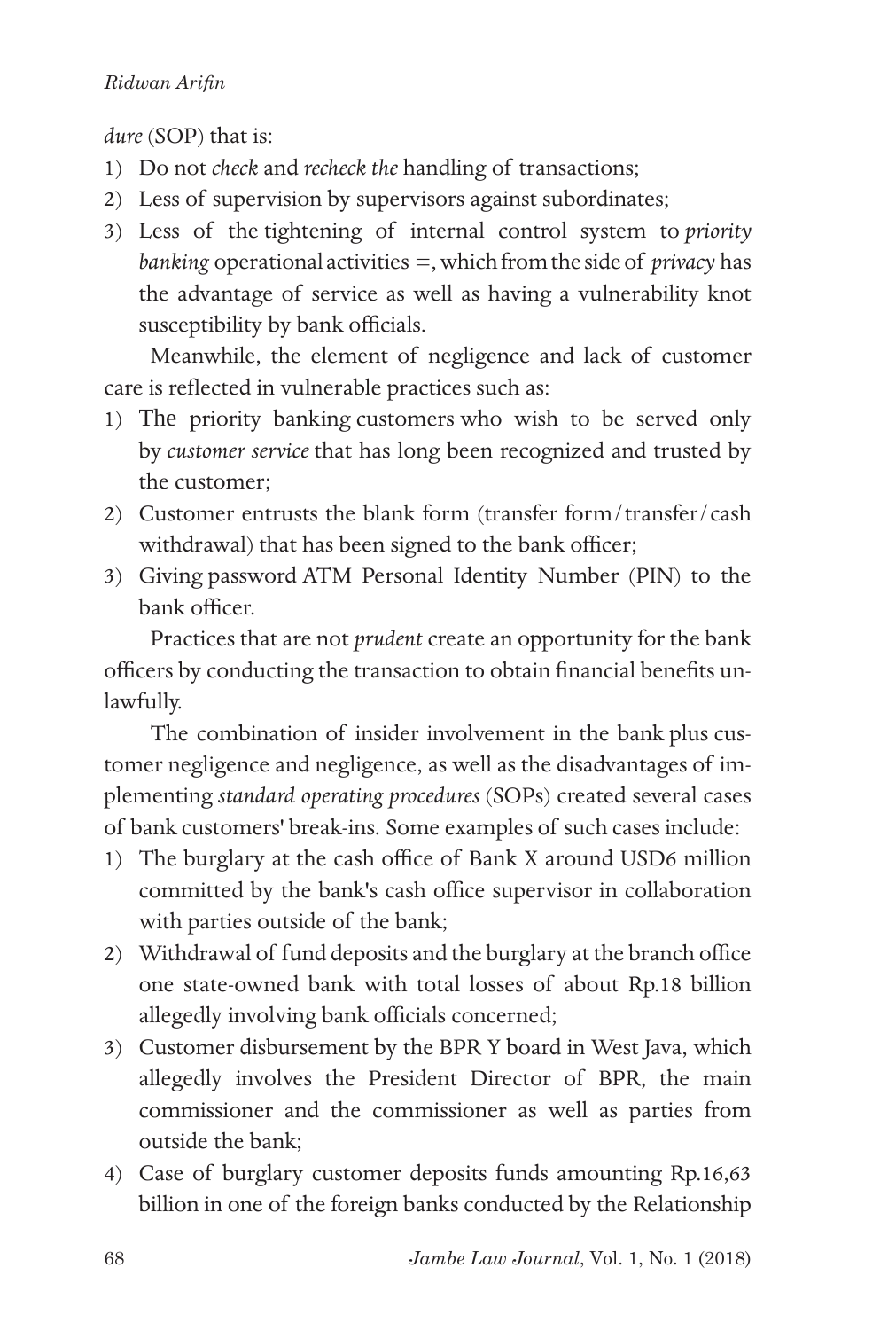*dure* (SOP) that is:

1) Do not *check* and *recheck the* handling of transactions;
2) Less of supervision by supervisors against subordinates;
3) Less of the tightening of internal control system to *priority banking* operational activities =, which from the side of *privacy* has the advantage of service as well as having a vulnerability knot susceptibility by bank officials.

Meanwhile, the element of negligence and lack of customer care is reflected in vulnerable practices such as:

1) The priority banking customers who wish to be served only by *customer service* that has long been recognized and trusted by the customer;
2) Customer entrusts the blank form (transfer form/transfer/cash withdrawal) that has been signed to the bank officer;
3) Giving password ATM Personal Identity Number (PIN) to the bank officer.

Practices that are not *prudent* create an opportunity for the bank officers by conducting the transaction to obtain financial benefits unlawfully.

The combination of insider involvement in the bank plus customer negligence and negligence, as well as the disadvantages of implementing *standard operating procedures* (SOPs) created several cases of bank customers' break-ins. Some examples of such cases include:

1) The burglary at the cash office of Bank X around USD6 million committed by the bank's cash office supervisor in collaboration with parties outside of the bank;
2) Withdrawal of fund deposits and the burglary at the branch office one state-owned bank with total losses of about Rp.18 billion allegedly involving bank officials concerned;
3) Customer disbursement by the BPR Y board in West Java, which allegedly involves the President Director of BPR, the main commissioner and the commissioner as well as parties from outside the bank;
4) Case of burglary customer deposits funds amounting Rp.16,63 billion in one of the foreign banks conducted by the Relationship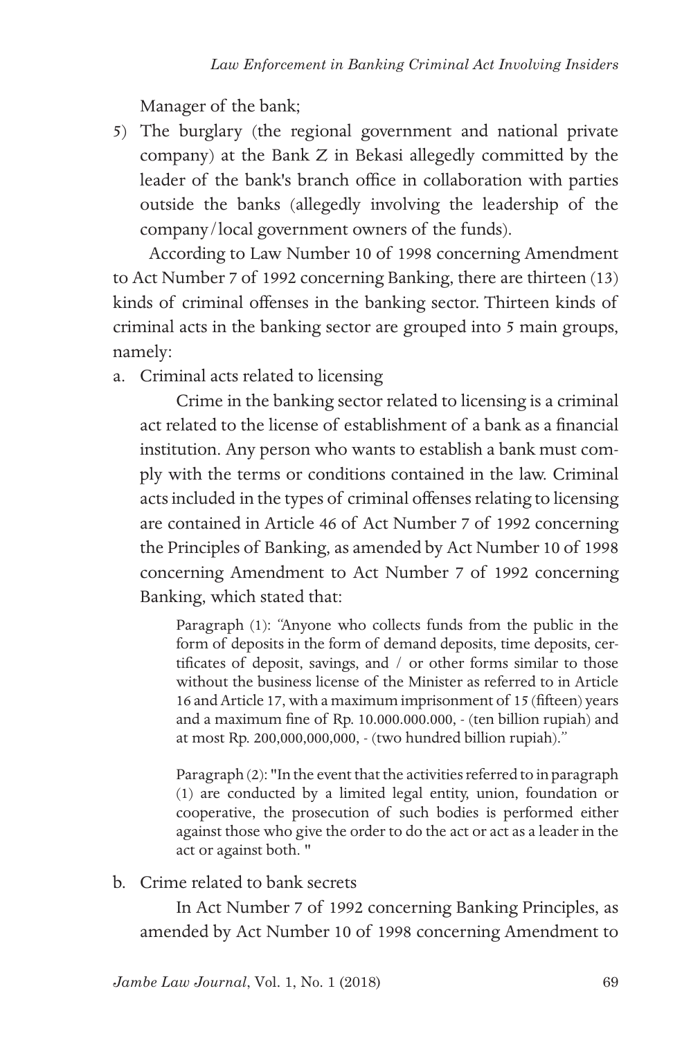Manager of the bank;

5) The burglary (the regional government and national private company) at the Bank Z in Bekasi allegedly committed by the leader of the bank's branch office in collaboration with parties outside the banks (allegedly involving the leadership of the company/local government owners of the funds).

According to Law Number 10 of 1998 concerning Amendment to Act Number 7 of 1992 concerning Banking, there are thirteen (13) kinds of criminal offenses in the banking sector. Thirteen kinds of criminal acts in the banking sector are grouped into 5 main groups, namely:

a. Criminal acts related to licensing

   Crime in the banking sector related to licensing is a criminal act related to the license of establishment of a bank as a financial institution. Any person who wants to establish a bank must comply with the terms or conditions contained in the law. Criminal acts included in the types of criminal offenses relating to licensing are contained in Article 46 of Act Number 7 of 1992 concerning the Principles of Banking, as amended by Act Number 10 of 1998 concerning Amendment to Act Number 7 of 1992 concerning Banking, which stated that:

   > Paragraph (1): "Anyone who collects funds from the public in the form of deposits in the form of demand deposits, time deposits, certificates of deposit, savings, and / or other forms similar to those without the business license of the Minister as referred to in Article 16 and Article 17, with a maximum imprisonment of 15 (fifteen) years and a maximum fine of Rp. 10.000.000.000, - (ten billion rupiah) and at most Rp. 200,000,000,000, - (two hundred billion rupiah)."
   >
   > Paragraph (2): "In the event that the activities referred to in paragraph (1) are conducted by a limited legal entity, union, foundation or cooperative, the prosecution of such bodies is performed either against those who give the order to do the act or act as a leader in the act or against both. "

b. Crime related to bank secrets

   In Act Number 7 of 1992 concerning Banking Principles, as amended by Act Number 10 of 1998 concerning Amendment to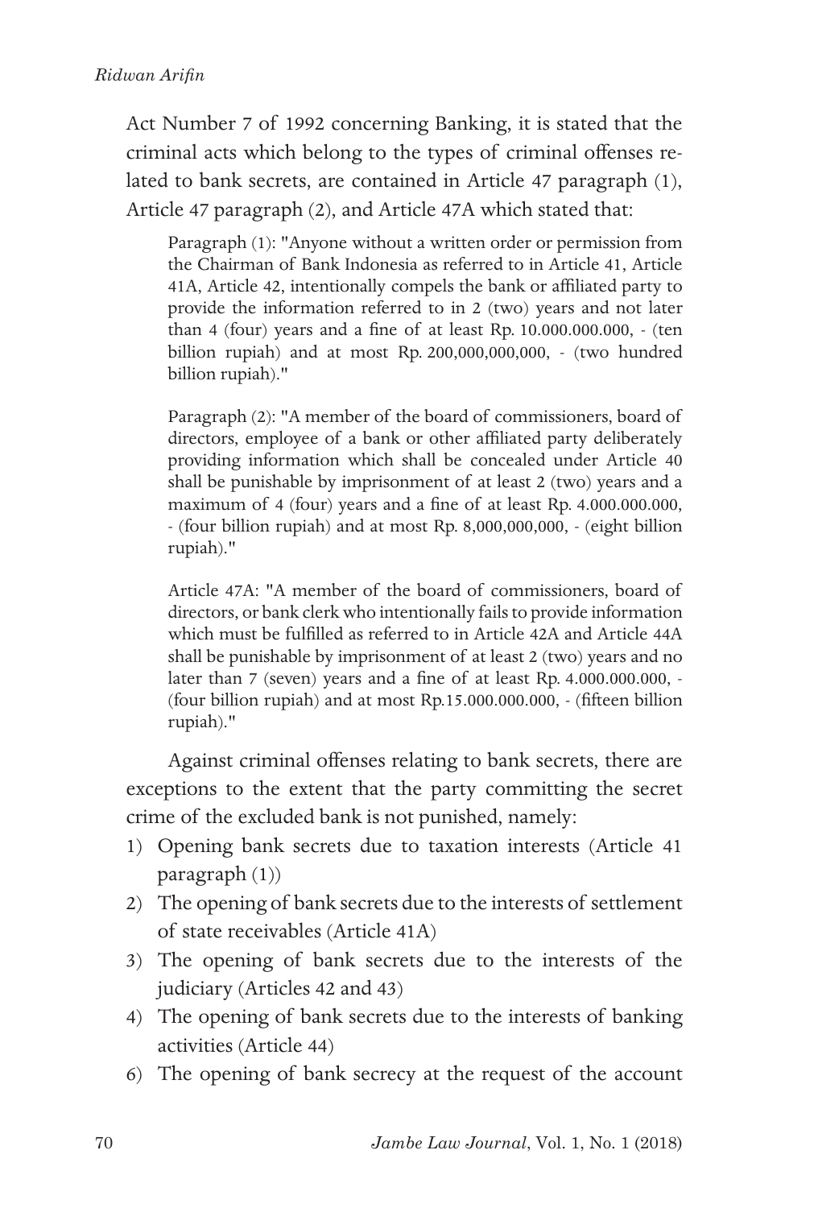Act Number 7 of 1992 concerning Banking, it is stated that the criminal acts which belong to the types of criminal offenses related to bank secrets, are contained in Article 47 paragraph (1), Article 47 paragraph (2), and Article 47A which stated that:

> Paragraph (1): "Anyone without a written order or permission from the Chairman of Bank Indonesia as referred to in Article 41, Article 41A, Article 42, intentionally compels the bank or affiliated party to provide the information referred to in 2 (two) years and not later than 4 (four) years and a fine of at least Rp. 10.000.000.000, - (ten billion rupiah) and at most Rp. 200,000,000,000, - (two hundred billion rupiah)."
>
> Paragraph (2): "A member of the board of commissioners, board of directors, employee of a bank or other affiliated party deliberately providing information which shall be concealed under Article 40 shall be punishable by imprisonment of at least 2 (two) years and a maximum of 4 (four) years and a fine of at least Rp. 4.000.000.000, - (four billion rupiah) and at most Rp. 8,000,000,000, - (eight billion rupiah)."
>
> Article 47A: "A member of the board of commissioners, board of directors, or bank clerk who intentionally fails to provide information which must be fulfilled as referred to in Article 42A and Article 44A shall be punishable by imprisonment of at least 2 (two) years and no later than 7 (seven) years and a fine of at least Rp. 4.000.000.000, - (four billion rupiah) and at most Rp.15.000.000.000, - (fifteen billion rupiah)."

Against criminal offenses relating to bank secrets, there are exceptions to the extent that the party committing the secret crime of the excluded bank is not punished, namely:

1) Opening bank secrets due to taxation interests (Article 41 paragraph (1))
2) The opening of bank secrets due to the interests of settlement of state receivables (Article 41A)
3) The opening of bank secrets due to the interests of the judiciary (Articles 42 and 43)
4) The opening of bank secrets due to the interests of banking activities (Article 44)
6) The opening of bank secrecy at the request of the account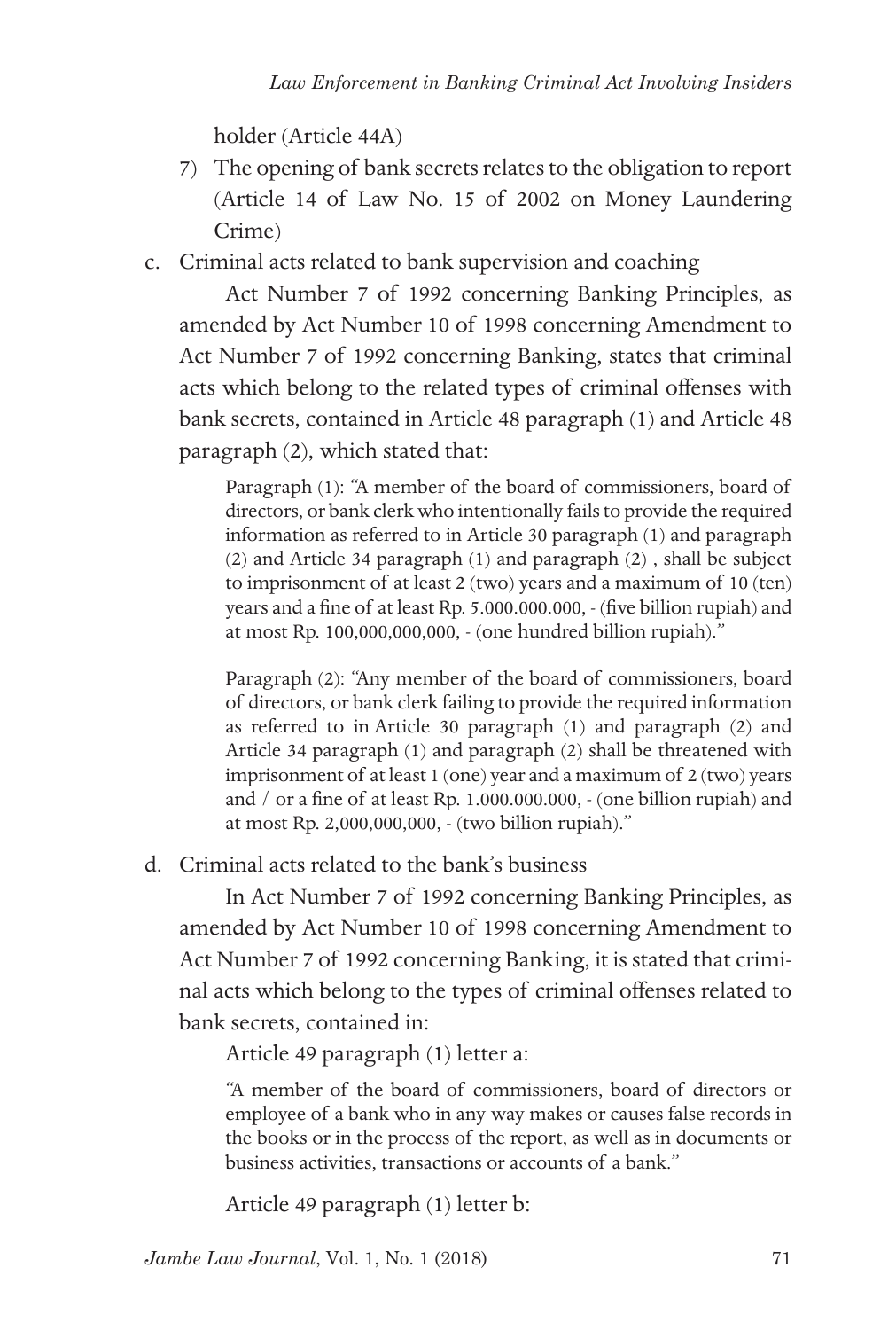holder (Article 44A)

7) The opening of bank secrets relates to the obligation to report (Article 14 of Law No. 15 of 2002 on Money Laundering Crime)

c. Criminal acts related to bank supervision and coaching

Act Number 7 of 1992 concerning Banking Principles, as amended by Act Number 10 of 1998 concerning Amendment to Act Number 7 of 1992 concerning Banking, states that criminal acts which belong to the related types of criminal offenses with bank secrets, contained in Article 48 paragraph (1) and Article 48 paragraph (2), which stated that:

> Paragraph (1): "A member of the board of commissioners, board of directors, or bank clerk who intentionally fails to provide the required information as referred to in Article 30 paragraph (1) and paragraph (2) and Article 34 paragraph (1) and paragraph (2) , shall be subject to imprisonment of at least 2 (two) years and a maximum of 10 (ten) years and a fine of at least Rp. 5.000.000.000, - (five billion rupiah) and at most Rp. 100,000,000,000, - (one hundred billion rupiah)."

> Paragraph (2): "Any member of the board of commissioners, board of directors, or bank clerk failing to provide the required information as referred to in Article 30 paragraph (1) and paragraph (2) and Article 34 paragraph (1) and paragraph (2) shall be threatened with imprisonment of at least 1 (one) year and a maximum of 2 (two) years and / or a fine of at least Rp. 1.000.000.000, - (one billion rupiah) and at most Rp. 2,000,000,000, - (two billion rupiah)."

d. Criminal acts related to the bank's business

In Act Number 7 of 1992 concerning Banking Principles, as amended by Act Number 10 of 1998 concerning Amendment to Act Number 7 of 1992 concerning Banking, it is stated that criminal acts which belong to the types of criminal offenses related to bank secrets, contained in:

Article 49 paragraph (1) letter a:

> "A member of the board of commissioners, board of directors or employee of a bank who in any way makes or causes false records in the books or in the process of the report, as well as in documents or business activities, transactions or accounts of a bank."

Article 49 paragraph (1) letter b: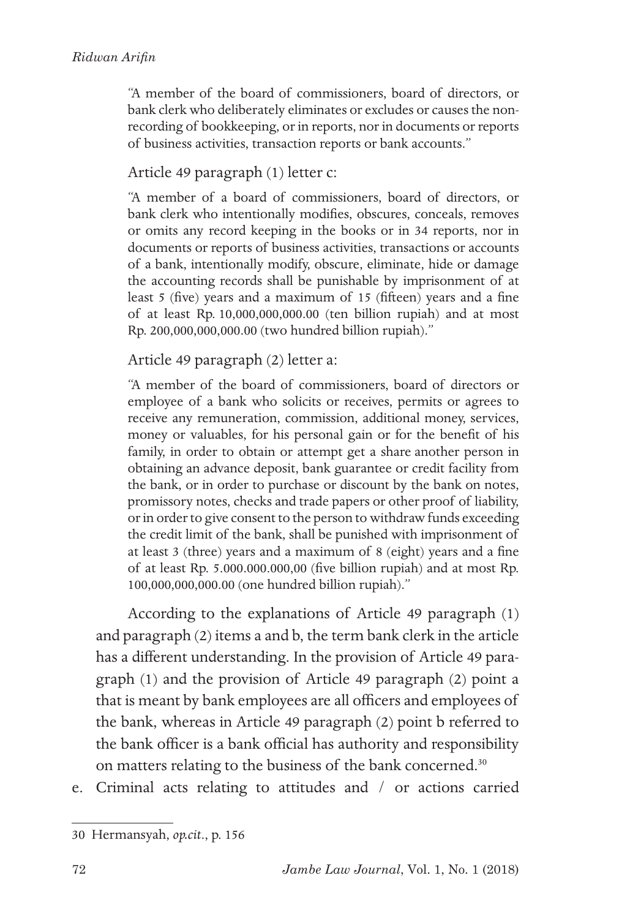> "A member of the board of commissioners, board of directors, or bank clerk who deliberately eliminates or excludes or causes the non-recording of bookkeeping, or in reports, nor in documents or reports of business activities, transaction reports or bank accounts."

Article 49 paragraph (1) letter c:

> "A member of a board of commissioners, board of directors, or bank clerk who intentionally modifies, obscures, conceals, removes or omits any record keeping in the books or in 34 reports, nor in documents or reports of business activities, transactions or accounts of a bank, intentionally modify, obscure, eliminate, hide or damage the accounting records shall be punishable by imprisonment of at least 5 (five) years and a maximum of 15 (fifteen) years and a fine of at least Rp. 10,000,000,000.00 (ten billion rupiah) and at most Rp. 200,000,000,000.00 (two hundred billion rupiah)."

Article 49 paragraph (2) letter a:

> "A member of the board of commissioners, board of directors or employee of a bank who solicits or receives, permits or agrees to receive any remuneration, commission, additional money, services, money or valuables, for his personal gain or for the benefit of his family, in order to obtain or attempt get a share another person in obtaining an advance deposit, bank guarantee or credit facility from the bank, or in order to purchase or discount by the bank on notes, promissory notes, checks and trade papers or other proof of liability, or in order to give consent to the person to withdraw funds exceeding the credit limit of the bank, shall be punished with imprisonment of at least 3 (three) years and a maximum of 8 (eight) years and a fine of at least Rp. 5.000.000.000,00 (five billion rupiah) and at most Rp. 100,000,000,000.00 (one hundred billion rupiah)."

According to the explanations of Article 49 paragraph (1) and paragraph (2) items a and b, the term bank clerk in the article has a different understanding. In the provision of Article 49 paragraph (1) and the provision of Article 49 paragraph (2) point a that is meant by bank employees are all officers and employees of the bank, whereas in Article 49 paragraph (2) point b referred to the bank officer is a bank official has authority and responsibility on matters relating to the business of the bank concerned.[30]

e. Criminal acts relating to attitudes and / or actions carried

---

30 Hermansyah, *op.cit*., p. 156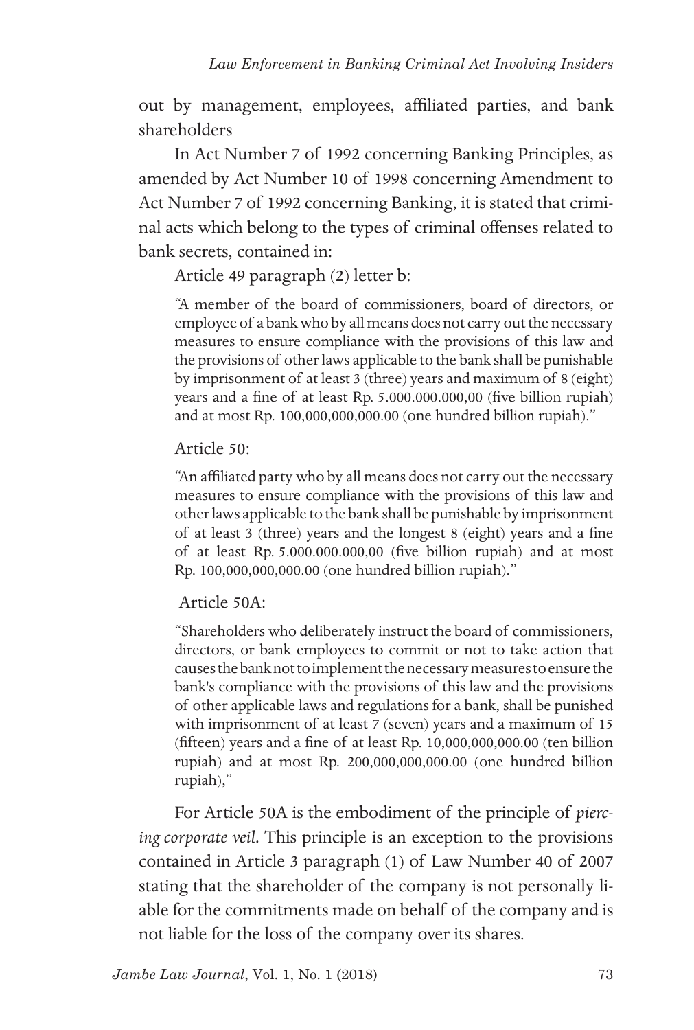out by management, employees, affiliated parties, and bank shareholders

In Act Number 7 of 1992 concerning Banking Principles, as amended by Act Number 10 of 1998 concerning Amendment to Act Number 7 of 1992 concerning Banking, it is stated that criminal acts which belong to the types of criminal offenses related to bank secrets, contained in:

Article 49 paragraph (2) letter b:

> "A member of the board of commissioners, board of directors, or employee of a bank who by all means does not carry out the necessary measures to ensure compliance with the provisions of this law and the provisions of other laws applicable to the bank shall be punishable by imprisonment of at least 3 (three) years and maximum of 8 (eight) years and a fine of at least Rp. 5.000.000.000,00 (five billion rupiah) and at most Rp. 100,000,000,000.00 (one hundred billion rupiah)."

Article 50:

> "An affiliated party who by all means does not carry out the necessary measures to ensure compliance with the provisions of this law and other laws applicable to the bank shall be punishable by imprisonment of at least 3 (three) years and the longest 8 (eight) years and a fine of at least Rp. 5.000.000.000,00 (five billion rupiah) and at most Rp. 100,000,000,000.00 (one hundred billion rupiah)."

Article 50A:

> "Shareholders who deliberately instruct the board of commissioners, directors, or bank employees to commit or not to take action that causes the bank not to implement the necessary measures to ensure the bank's compliance with the provisions of this law and the provisions of other applicable laws and regulations for a bank, shall be punished with imprisonment of at least 7 (seven) years and a maximum of 15 (fifteen) years and a fine of at least Rp. 10,000,000,000.00 (ten billion rupiah) and at most Rp. 200,000,000,000.00 (one hundred billion rupiah),"

For Article 50A is the embodiment of the principle of *piercing corporate veil*. This principle is an exception to the provisions contained in Article 3 paragraph (1) of Law Number 40 of 2007 stating that the shareholder of the company is not personally liable for the commitments made on behalf of the company and is not liable for the loss of the company over its shares.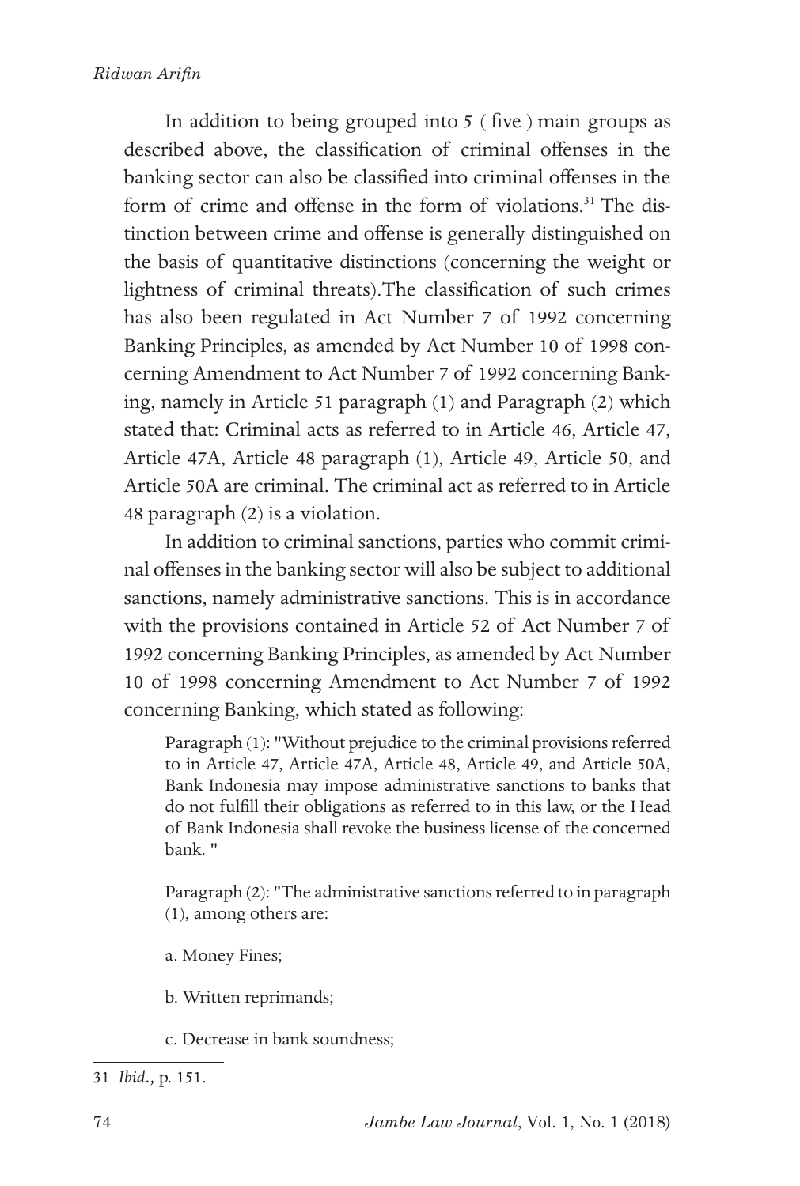In addition to being grouped into 5 ( five ) main groups as described above, the classification of criminal offenses in the banking sector can also be classified into criminal offenses in the form of crime and offense in the form of violations.[31] The distinction between crime and offense is generally distinguished on the basis of quantitative distinctions (concerning the weight or lightness of criminal threats).The classification of such crimes has also been regulated in Act Number 7 of 1992 concerning Banking Principles, as amended by Act Number 10 of 1998 concerning Amendment to Act Number 7 of 1992 concerning Banking, namely in Article 51 paragraph (1) and Paragraph (2) which stated that: Criminal acts as referred to in Article 46, Article 47, Article 47A, Article 48 paragraph (1), Article 49, Article 50, and Article 50A are criminal. The criminal act as referred to in Article 48 paragraph (2) is a violation.

In addition to criminal sanctions, parties who commit criminal offenses in the banking sector will also be subject to additional sanctions, namely administrative sanctions. This is in accordance with the provisions contained in Article 52 of Act Number 7 of 1992 concerning Banking Principles, as amended by Act Number 10 of 1998 concerning Amendment to Act Number 7 of 1992 concerning Banking, which stated as following:

> Paragraph (1): "Without prejudice to the criminal provisions referred to in Article 47, Article 47A, Article 48, Article 49, and Article 50A, Bank Indonesia may impose administrative sanctions to banks that do not fulfill their obligations as referred to in this law, or the Head of Bank Indonesia shall revoke the business license of the concerned bank. "
>
> Paragraph (2): "The administrative sanctions referred to in paragraph (1), among others are:
>
> a. Money Fines;
>
> b. Written reprimands;
>
> c. Decrease in bank soundness;

---

31 *Ibid.,* p. 151.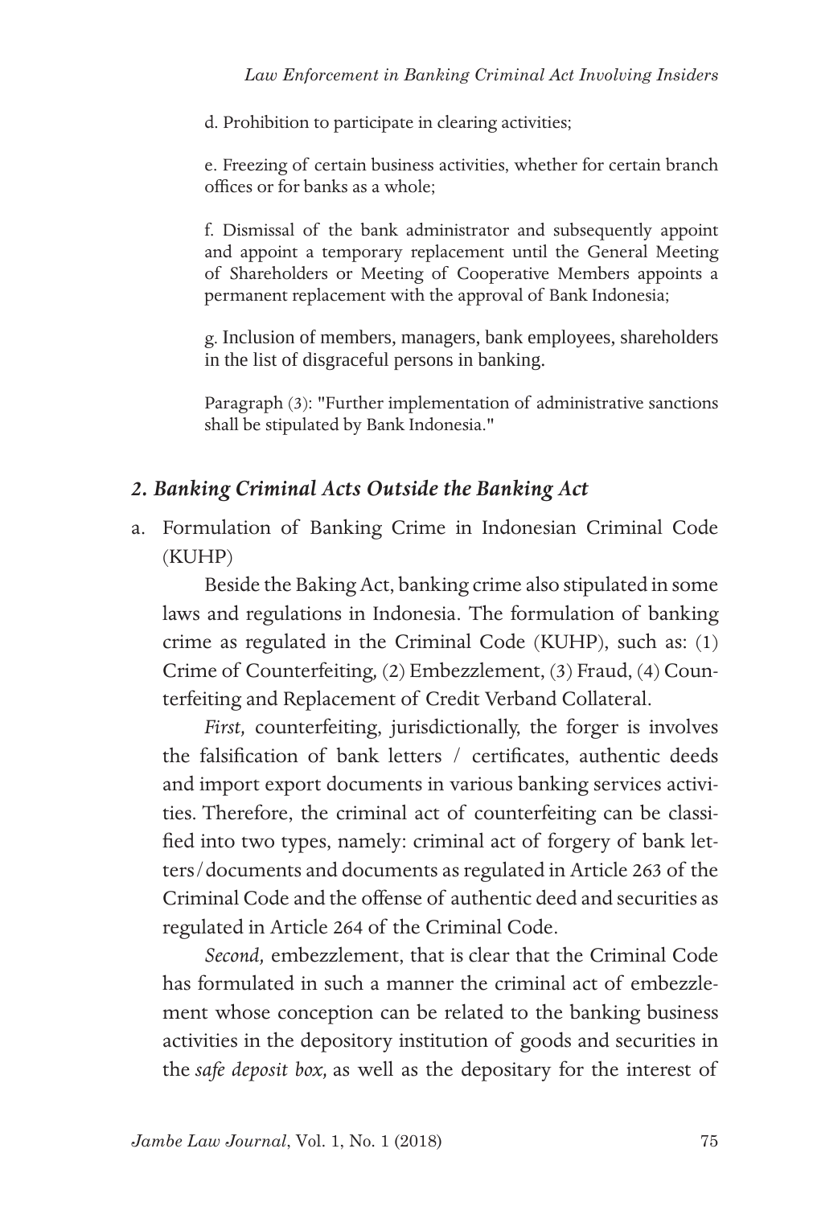d. Prohibition to participate in clearing activities;

e. Freezing of certain business activities, whether for certain branch offices or for banks as a whole;

f. Dismissal of the bank administrator and subsequently appoint and appoint a temporary replacement until the General Meeting of Shareholders or Meeting of Cooperative Members appoints a permanent replacement with the approval of Bank Indonesia;

g. Inclusion of members, managers, bank employees, shareholders in the list of disgraceful persons in banking.

Paragraph (3): "Further implementation of administrative sanctions shall be stipulated by Bank Indonesia."

### *2. Banking Criminal Acts Outside the Banking Act*

a. Formulation of Banking Crime in Indonesian Criminal Code (KUHP)

Beside the Baking Act, banking crime also stipulated in some laws and regulations in Indonesia. The formulation of banking crime as regulated in the Criminal Code (KUHP), such as: (1) Crime of Counterfeiting, (2) Embezzlement, (3) Fraud, (4) Counterfeiting and Replacement of Credit Verband Collateral.

*First,* counterfeiting, jurisdictionally, the forger is involves the falsification of bank letters / certificates, authentic deeds and import export documents in various banking services activities. Therefore, the criminal act of counterfeiting can be classified into two types, namely: criminal act of forgery of bank letters/documents and documents as regulated in Article 263 of the Criminal Code and the offense of authentic deed and securities as regulated in Article 264 of the Criminal Code.

*Second,* embezzlement, that is clear that the Criminal Code has formulated in such a manner the criminal act of embezzlement whose conception can be related to the banking business activities in the depository institution of goods and securities in the *safe deposit box,* as well as the depositary for the interest of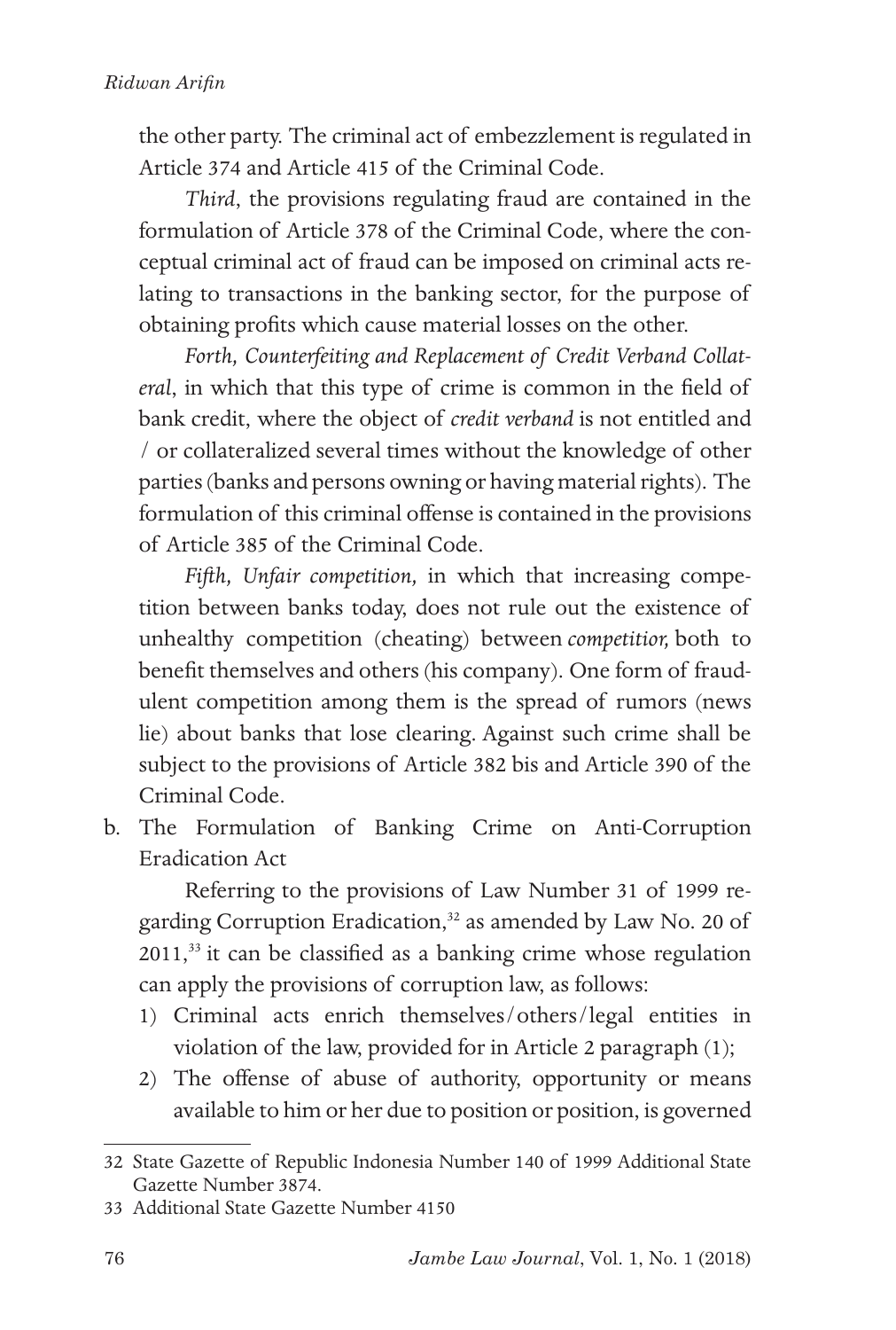the other party. The criminal act of embezzlement is regulated in Article 374 and Article 415 of the Criminal Code.

*Third*, the provisions regulating fraud are contained in the formulation of Article 378 of the Criminal Code, where the conceptual criminal act of fraud can be imposed on criminal acts relating to transactions in the banking sector, for the purpose of obtaining profits which cause material losses on the other.

*Forth, Counterfeiting and Replacement of Credit Verband Collateral*, in which that this type of crime is common in the field of bank credit, where the object of *credit verband* is not entitled and / or collateralized several times without the knowledge of other parties (banks and persons owning or having material rights). The formulation of this criminal offense is contained in the provisions of Article 385 of the Criminal Code.

*Fifth, Unfair competition,* in which that increasing competition between banks today, does not rule out the existence of unhealthy competition (cheating) between *competitior,* both to benefit themselves and others (his company). One form of fraudulent competition among them is the spread of rumors (news lie) about banks that lose clearing. Against such crime shall be subject to the provisions of Article 382 bis and Article 390 of the Criminal Code.

b. The Formulation of Banking Crime on Anti-Corruption Eradication Act

Referring to the provisions of Law Number 31 of 1999 regarding Corruption Eradication,[32] as amended by Law No. 20 of 2011,[33] it can be classified as a banking crime whose regulation can apply the provisions of corruption law, as follows:

1) Criminal acts enrich themselves/others/legal entities in violation of the law, provided for in Article 2 paragraph (1);
2) The offense of abuse of authority, opportunity or means available to him or her due to position or position, is governed

---

32 State Gazette of Republic Indonesia Number 140 of 1999 Additional State Gazette Number 3874.

33 Additional State Gazette Number 4150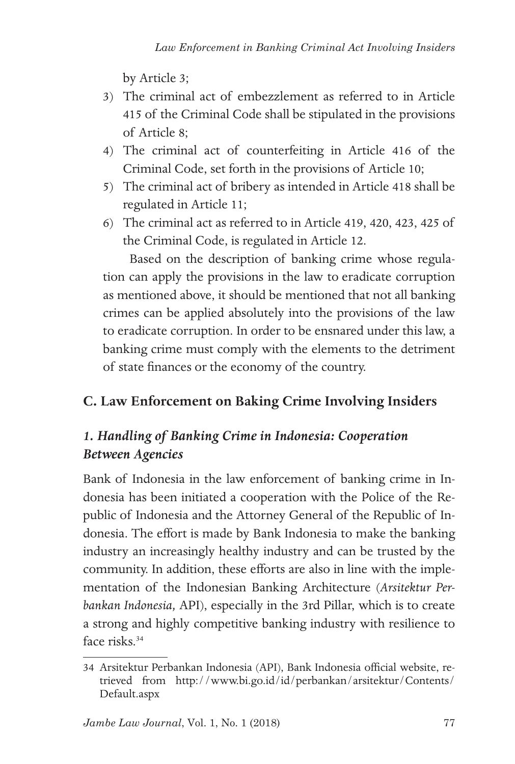by Article 3;

3) The criminal act of embezzlement as referred to in Article 415 of the Criminal Code shall be stipulated in the provisions of Article 8;
4) The criminal act of counterfeiting in Article 416 of the Criminal Code, set forth in the provisions of Article 10;
5) The criminal act of bribery as intended in Article 418 shall be regulated in Article 11;
6) The criminal act as referred to in Article 419, 420, 423, 425 of the Criminal Code, is regulated in Article 12.

Based on the description of banking crime whose regulation can apply the provisions in the law to eradicate corruption as mentioned above, it should be mentioned that not all banking crimes can be applied absolutely into the provisions of the law to eradicate corruption. In order to be ensnared under this law, a banking crime must comply with the elements to the detriment of state finances or the economy of the country.

## C. Law Enforcement on Baking Crime Involving Insiders

### *1. Handling of Banking Crime in Indonesia: Cooperation Between Agencies*

Bank of Indonesia in the law enforcement of banking crime in Indonesia has been initiated a cooperation with the Police of the Republic of Indonesia and the Attorney General of the Republic of Indonesia. The effort is made by Bank Indonesia to make the banking industry an increasingly healthy industry and can be trusted by the community. In addition, these efforts are also in line with the implementation of the Indonesian Banking Architecture (*Arsitektur Perbankan Indonesia,* API), especially in the 3rd Pillar, which is to create a strong and highly competitive banking industry with resilience to face risks.[34]

---

34 Arsitektur Perbankan Indonesia (API), Bank Indonesia official website, retrieved from http://www.bi.go.id/id/perbankan/arsitektur/Contents/Default.aspx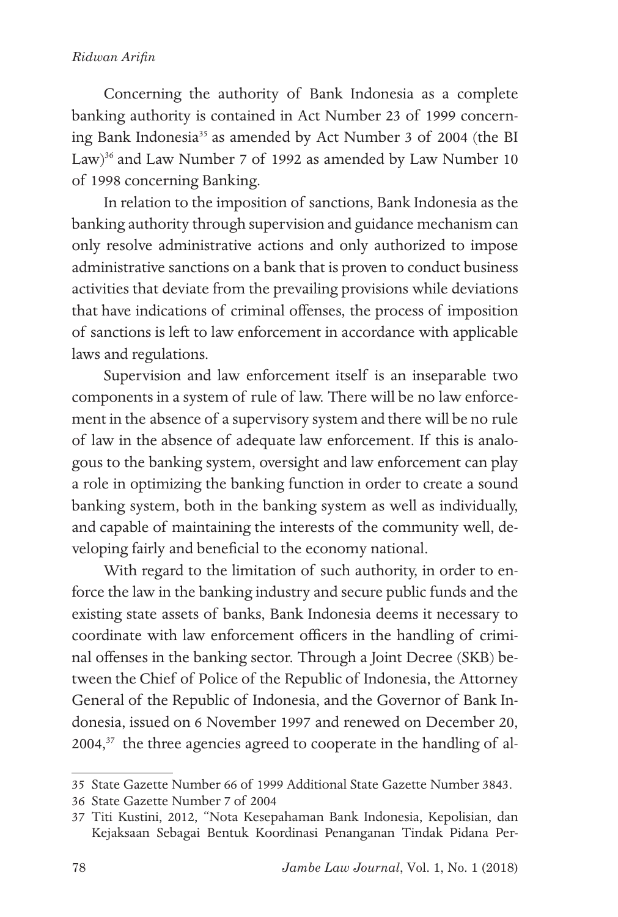Concerning the authority of Bank Indonesia as a complete banking authority is contained in Act Number 23 of 1999 concerning Bank Indonesia[35] as amended by Act Number 3 of 2004 (the BI Law)[36] and Law Number 7 of 1992 as amended by Law Number 10 of 1998 concerning Banking.

In relation to the imposition of sanctions, Bank Indonesia as the banking authority through supervision and guidance mechanism can only resolve administrative actions and only authorized to impose administrative sanctions on a bank that is proven to conduct business activities that deviate from the prevailing provisions while deviations that have indications of criminal offenses, the process of imposition of sanctions is left to law enforcement in accordance with applicable laws and regulations.

Supervision and law enforcement itself is an inseparable two components in a system of rule of law. There will be no law enforcement in the absence of a supervisory system and there will be no rule of law in the absence of adequate law enforcement. If this is analogous to the banking system, oversight and law enforcement can play a role in optimizing the banking function in order to create a sound banking system, both in the banking system as well as individually, and capable of maintaining the interests of the community well, developing fairly and beneficial to the economy national.

With regard to the limitation of such authority, in order to enforce the law in the banking industry and secure public funds and the existing state assets of banks, Bank Indonesia deems it necessary to coordinate with law enforcement officers in the handling of criminal offenses in the banking sector. Through a Joint Decree (SKB) between the Chief of Police of the Republic of Indonesia, the Attorney General of the Republic of Indonesia, and the Governor of Bank Indonesia, issued on 6 November 1997 and renewed on December 20, 2004,[37] the three agencies agreed to cooperate in the handling of al-

---

35 State Gazette Number 66 of 1999 Additional State Gazette Number 3843.

36 State Gazette Number 7 of 2004

37 Titi Kustini, 2012, "Nota Kesepahaman Bank Indonesia, Kepolisian, dan Kejaksaan Sebagai Bentuk Koordinasi Penanganan Tindak Pidana Per-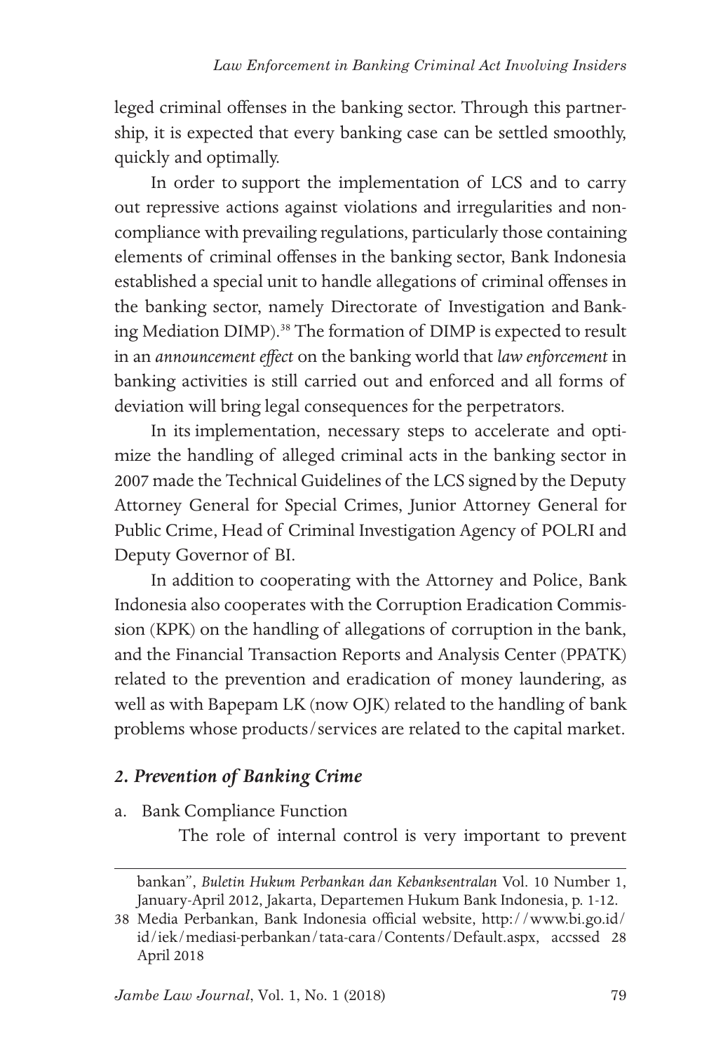leged criminal offenses in the banking sector. Through this partnership, it is expected that every banking case can be settled smoothly, quickly and optimally.

In order to support the implementation of LCS and to carry out repressive actions against violations and irregularities and non-compliance with prevailing regulations, particularly those containing elements of criminal offenses in the banking sector, Bank Indonesia established a special unit to handle allegations of criminal offenses in the banking sector, namely Directorate of Investigation and Banking Mediation DIMP).[38] The formation of DIMP is expected to result in an *announcement effect* on the banking world that *law enforcement* in banking activities is still carried out and enforced and all forms of deviation will bring legal consequences for the perpetrators.

In its implementation, necessary steps to accelerate and optimize the handling of alleged criminal acts in the banking sector in 2007 made the Technical Guidelines of the LCS signed by the Deputy Attorney General for Special Crimes, Junior Attorney General for Public Crime, Head of Criminal Investigation Agency of POLRI and Deputy Governor of BI.

In addition to cooperating with the Attorney and Police, Bank Indonesia also cooperates with the Corruption Eradication Commission (KPK) on the handling of allegations of corruption in the bank, and the Financial Transaction Reports and Analysis Center (PPATK) related to the prevention and eradication of money laundering, as well as with Bapepam LK (now OJK) related to the handling of bank problems whose products/services are related to the capital market.

### *2. Prevention of Banking Crime*

a. Bank Compliance Function

The role of internal control is very important to prevent

---

bankan", *Buletin Hukum Perbankan dan Kebanksentralan* Vol. 10 Number 1, January-April 2012, Jakarta, Departemen Hukum Bank Indonesia, p. 1-12.

38 Media Perbankan, Bank Indonesia official website, http://www.bi.go.id/id/iek/mediasi-perbankan/tata-cara/Contents/Default.aspx, accssed 28 April 2018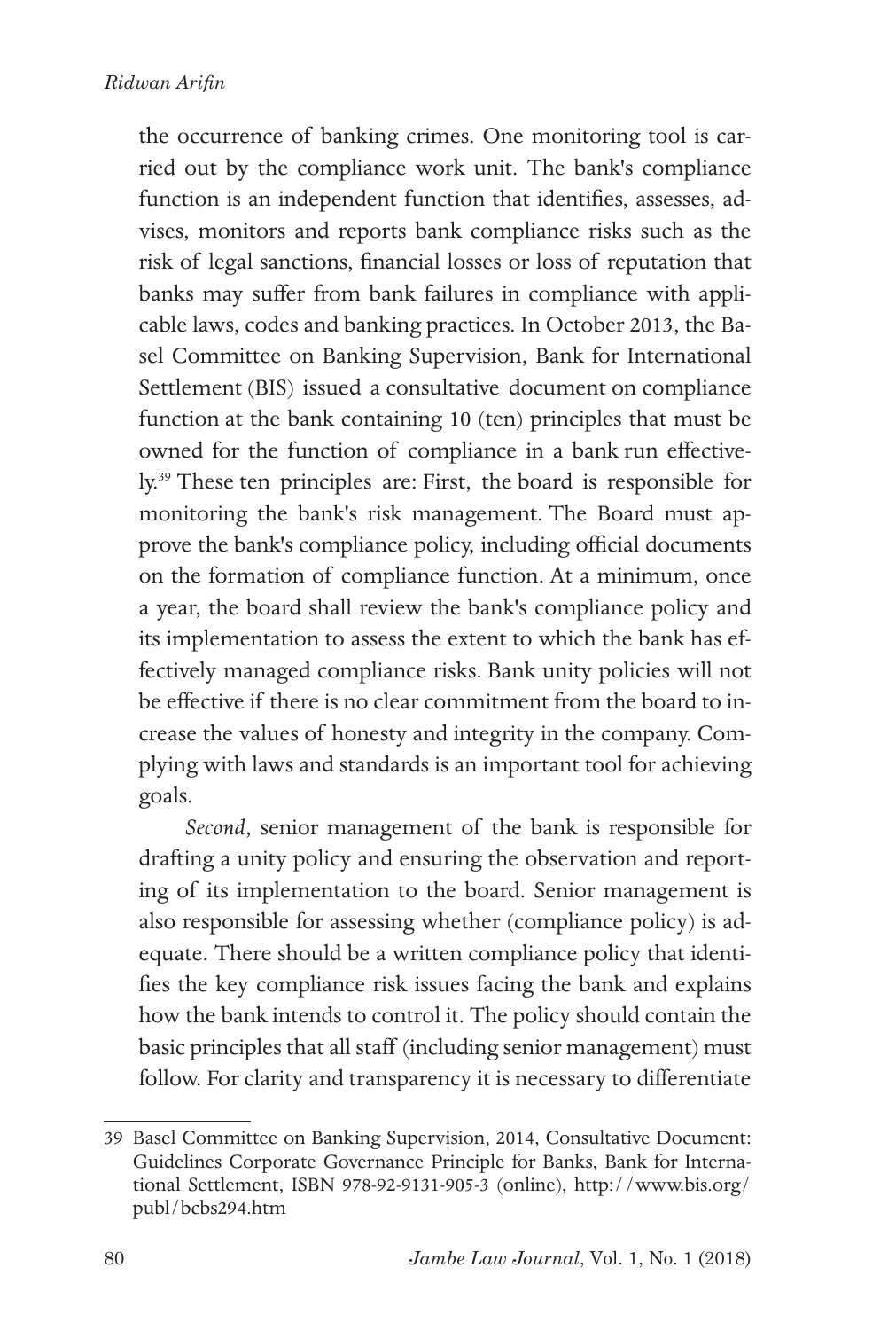the occurrence of banking crimes. One monitoring tool is carried out by the compliance work unit. The bank's compliance function is an independent function that identifies, assesses, advises, monitors and reports bank compliance risks such as the risk of legal sanctions, financial losses or loss of reputation that banks may suffer from bank failures in compliance with applicable laws, codes and banking practices. In October 2013, the Basel Committee on Banking Supervision, Bank for International Settlement (BIS) issued a consultative document on compliance function at the bank containing 10 (ten) principles that must be owned for the function of compliance in a bank run effectively.[39] These ten principles are: First, the board is responsible for monitoring the bank's risk management. The Board must approve the bank's compliance policy, including official documents on the formation of compliance function. At a minimum, once a year, the board shall review the bank's compliance policy and its implementation to assess the extent to which the bank has effectively managed compliance risks. Bank unity policies will not be effective if there is no clear commitment from the board to increase the values of honesty and integrity in the company. Complying with laws and standards is an important tool for achieving goals.

*Second*, senior management of the bank is responsible for drafting a unity policy and ensuring the observation and reporting of its implementation to the board. Senior management is also responsible for assessing whether (compliance policy) is adequate. There should be a written compliance policy that identifies the key compliance risk issues facing the bank and explains how the bank intends to control it. The policy should contain the basic principles that all staff (including senior management) must follow. For clarity and transparency it is necessary to differentiate

---

39 Basel Committee on Banking Supervision, 2014, Consultative Document: Guidelines Corporate Governance Principle for Banks, Bank for International Settlement, ISBN 978-92-9131-905-3 (online), http://www.bis.org/publ/bcbs294.htm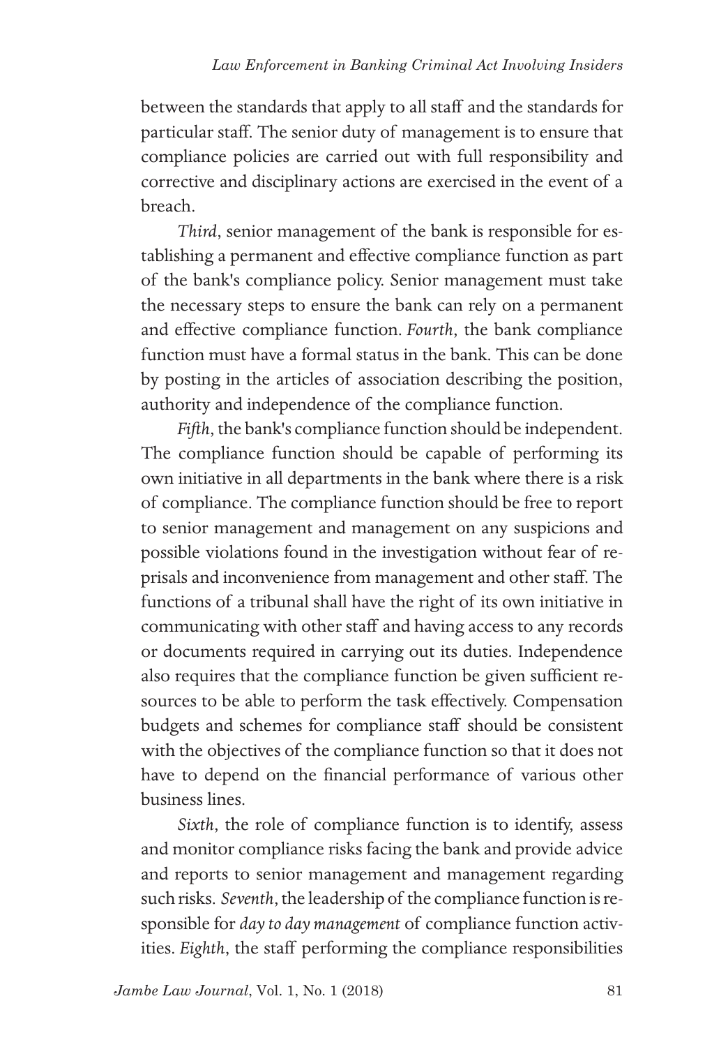between the standards that apply to all staff and the standards for particular staff. The senior duty of management is to ensure that compliance policies are carried out with full responsibility and corrective and disciplinary actions are exercised in the event of a breach.

*Third*, senior management of the bank is responsible for establishing a permanent and effective compliance function as part of the bank's compliance policy. Senior management must take the necessary steps to ensure the bank can rely on a permanent and effective compliance function. *Fourth*, the bank compliance function must have a formal status in the bank. This can be done by posting in the articles of association describing the position, authority and independence of the compliance function.

*Fifth*, the bank's compliance function should be independent. The compliance function should be capable of performing its own initiative in all departments in the bank where there is a risk of compliance. The compliance function should be free to report to senior management and management on any suspicions and possible violations found in the investigation without fear of reprisals and inconvenience from management and other staff. The functions of a tribunal shall have the right of its own initiative in communicating with other staff and having access to any records or documents required in carrying out its duties. Independence also requires that the compliance function be given sufficient resources to be able to perform the task effectively. Compensation budgets and schemes for compliance staff should be consistent with the objectives of the compliance function so that it does not have to depend on the financial performance of various other business lines.

*Sixth*, the role of compliance function is to identify, assess and monitor compliance risks facing the bank and provide advice and reports to senior management and management regarding such risks. *Seventh*, the leadership of the compliance function is responsible for *day to day management* of compliance function activities. *Eighth*, the staff performing the compliance responsibilities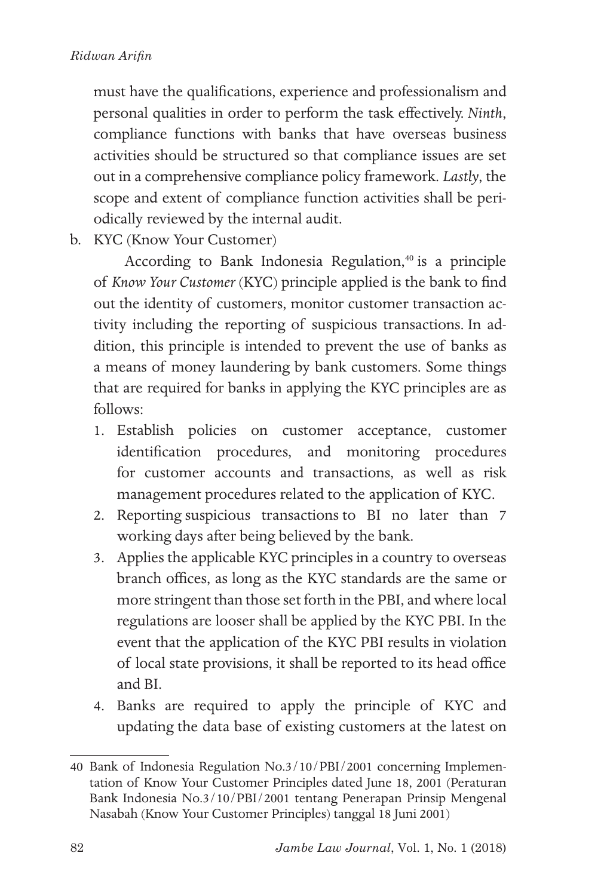must have the qualifications, experience and professionalism and personal qualities in order to perform the task effectively. *Ninth*, compliance functions with banks that have overseas business activities should be structured so that compliance issues are set out in a comprehensive compliance policy framework. *Lastly*, the scope and extent of compliance function activities shall be periodically reviewed by the internal audit.

b. KYC (Know Your Customer)

According to Bank Indonesia Regulation,[40] is a principle of *Know Your Customer* (KYC) principle applied is the bank to find out the identity of customers, monitor customer transaction activity including the reporting of suspicious transactions. In addition, this principle is intended to prevent the use of banks as a means of money laundering by bank customers. Some things that are required for banks in applying the KYC principles are as follows:

1. Establish policies on customer acceptance, customer identification procedures, and monitoring procedures for customer accounts and transactions, as well as risk management procedures related to the application of KYC.
2. Reporting suspicious transactions to BI no later than 7 working days after being believed by the bank.
3. Applies the applicable KYC principles in a country to overseas branch offices, as long as the KYC standards are the same or more stringent than those set forth in the PBI, and where local regulations are looser shall be applied by the KYC PBI. In the event that the application of the KYC PBI results in violation of local state provisions, it shall be reported to its head office and BI.
4. Banks are required to apply the principle of KYC and updating the data base of existing customers at the latest on

---

40 Bank of Indonesia Regulation No.3/10/PBI/2001 concerning Implementation of Know Your Customer Principles dated June 18, 2001 (Peraturan Bank Indonesia No.3/10/PBI/2001 tentang Penerapan Prinsip Mengenal Nasabah (Know Your Customer Principles) tanggal 18 Juni 2001)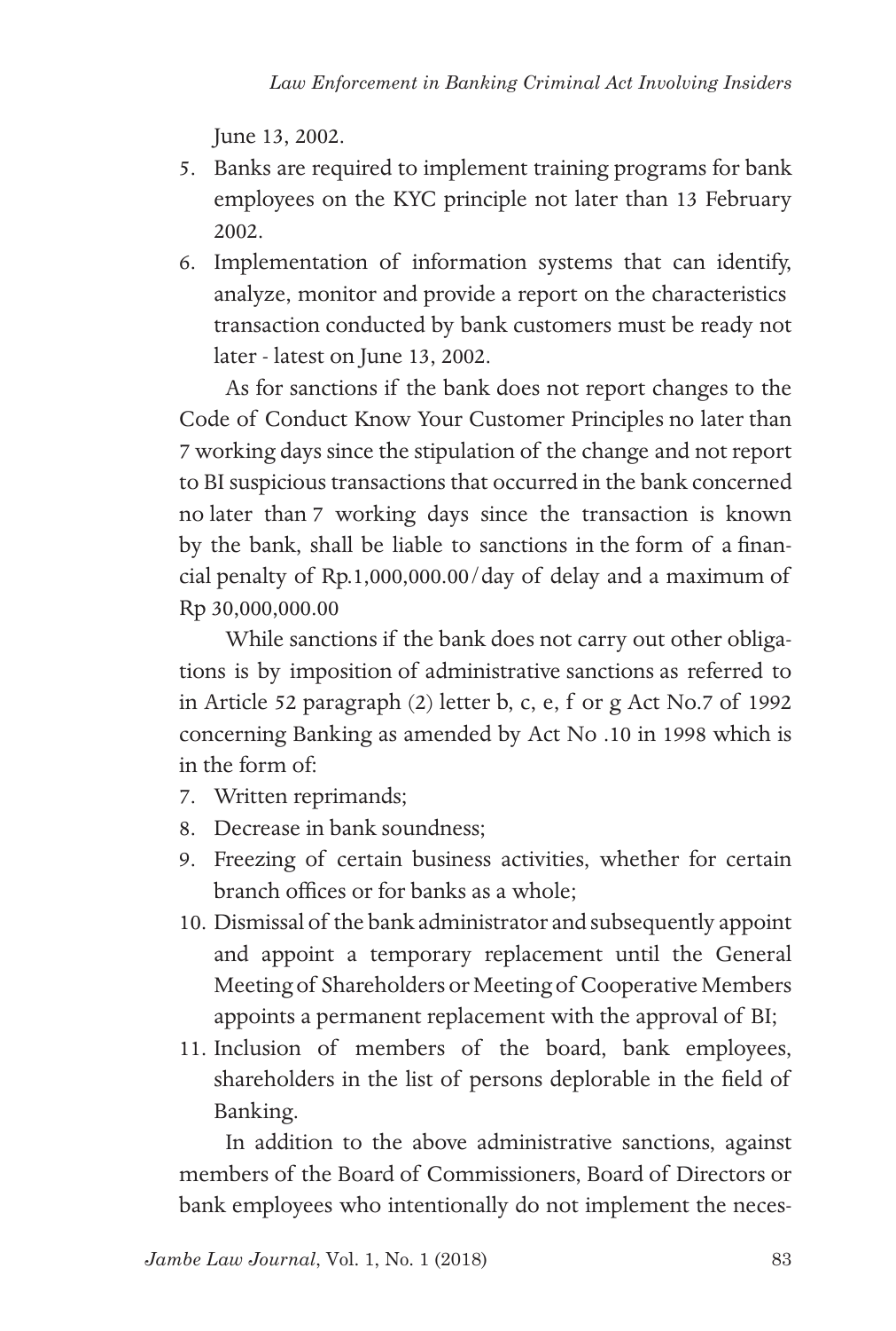June 13, 2002.

5. Banks are required to implement training programs for bank employees on the KYC principle not later than 13 February 2002.
6. Implementation of information systems that can identify, analyze, monitor and provide a report on the characteristics transaction conducted by bank customers must be ready not later - latest on June 13, 2002.

As for sanctions if the bank does not report changes to the Code of Conduct Know Your Customer Principles no later than 7 working days since the stipulation of the change and not report to BI suspicious transactions that occurred in the bank concerned no later than 7 working days since the transaction is known by the bank, shall be liable to sanctions in the form of a financial penalty of Rp.1,000,000.00/day of delay and a maximum of Rp 30,000,000.00

While sanctions if the bank does not carry out other obligations is by imposition of administrative sanctions as referred to in Article 52 paragraph (2) letter b, c, e, f or g Act No.7 of 1992 concerning Banking as amended by Act No .10 in 1998 which is in the form of:

7. Written reprimands;
8. Decrease in bank soundness;
9. Freezing of certain business activities, whether for certain branch offices or for banks as a whole;
10. Dismissal of the bank administrator and subsequently appoint and appoint a temporary replacement until the General Meeting of Shareholders or Meeting of Cooperative Members appoints a permanent replacement with the approval of BI;
11. Inclusion of members of the board, bank employees, shareholders in the list of persons deplorable in the field of Banking.

In addition to the above administrative sanctions, against members of the Board of Commissioners, Board of Directors or bank employees who intentionally do not implement the neces-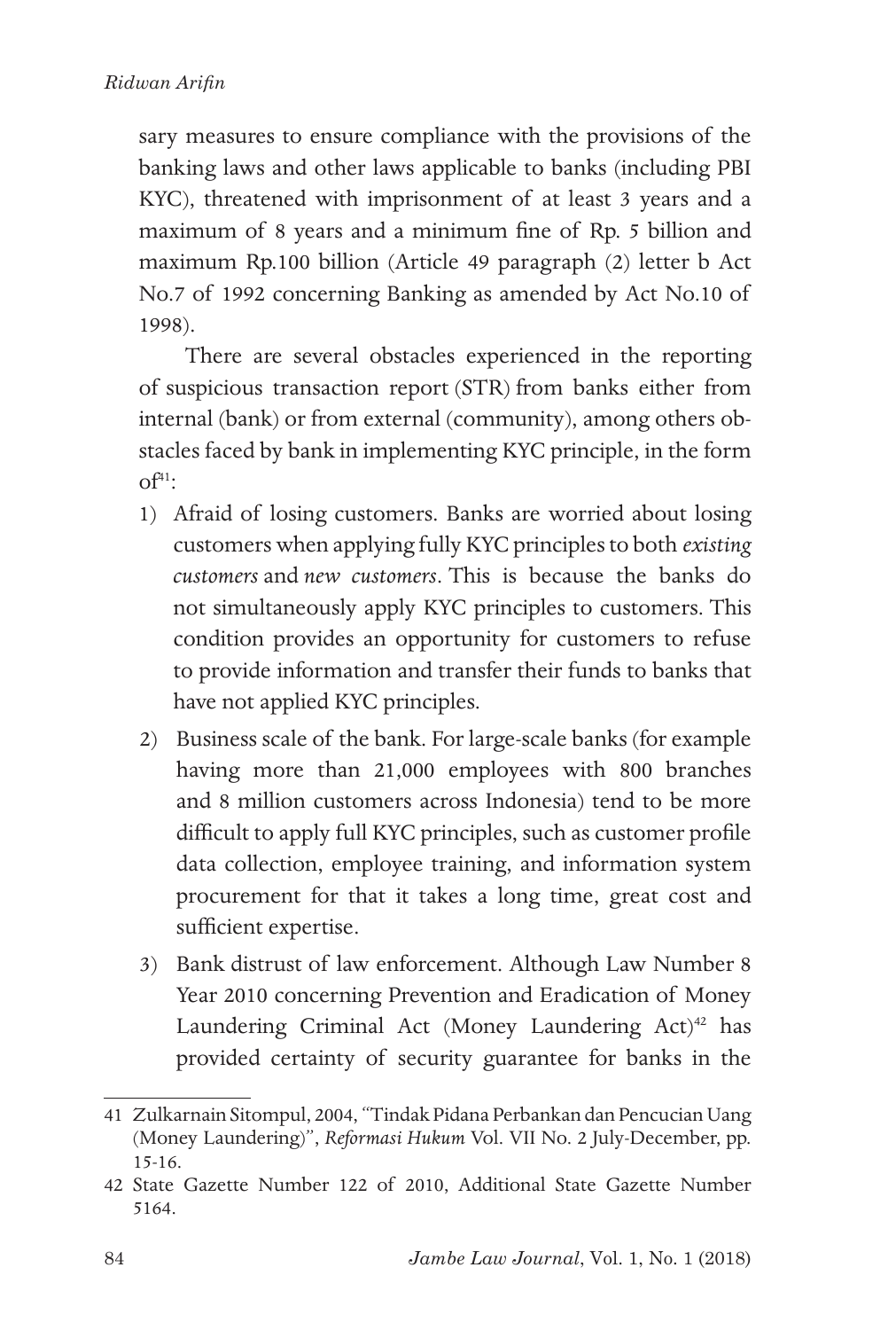sary measures to ensure compliance with the provisions of the banking laws and other laws applicable to banks (including PBI KYC), threatened with imprisonment of at least 3 years and a maximum of 8 years and a minimum fine of Rp. 5 billion and maximum Rp.100 billion (Article 49 paragraph (2) letter b Act No.7 of 1992 concerning Banking as amended by Act No.10 of 1998).

There are several obstacles experienced in the reporting of suspicious transaction report (STR) from banks either from internal (bank) or from external (community), among others obstacles faced by bank in implementing KYC principle, in the form of[41]:

1) Afraid of losing customers. Banks are worried about losing customers when applying fully KYC principles to both *existing customers* and *new customers*. This is because the banks do not simultaneously apply KYC principles to customers. This condition provides an opportunity for customers to refuse to provide information and transfer their funds to banks that have not applied KYC principles.
2) Business scale of the bank. For large-scale banks (for example having more than 21,000 employees with 800 branches and 8 million customers across Indonesia) tend to be more difficult to apply full KYC principles, such as customer profile data collection, employee training, and information system procurement for that it takes a long time, great cost and sufficient expertise.
3) Bank distrust of law enforcement. Although Law Number 8 Year 2010 concerning Prevention and Eradication of Money Laundering Criminal Act (Money Laundering Act)[42] has provided certainty of security guarantee for banks in the

---

41 Zulkarnain Sitompul, 2004, "Tindak Pidana Perbankan dan Pencucian Uang (Money Laundering)", *Reformasi Hukum* Vol. VII No. 2 July-December, pp. 15-16.

42 State Gazette Number 122 of 2010, Additional State Gazette Number 5164.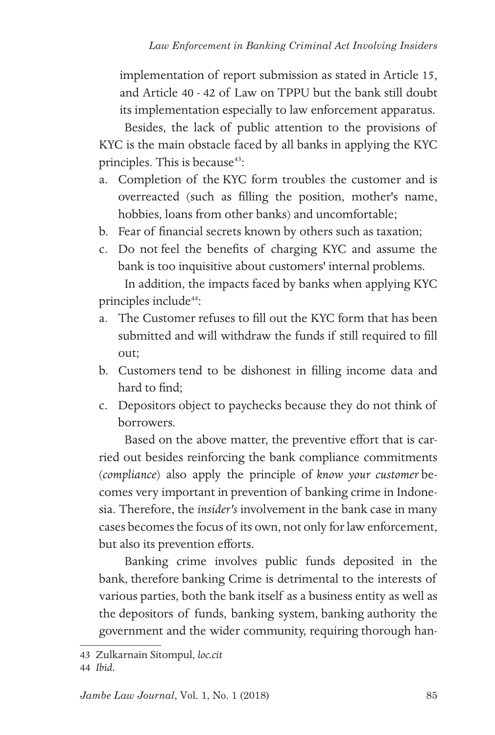implementation of report submission as stated in Article 15, and Article 40 - 42 of Law on TPPU but the bank still doubt its implementation especially to law enforcement apparatus.

Besides, the lack of public attention to the provisions of KYC is the main obstacle faced by all banks in applying the KYC principles. This is because[43]:

a. Completion of the KYC form troubles the customer and is overreacted (such as filling the position, mother's name, hobbies, loans from other banks) and uncomfortable;
b. Fear of financial secrets known by others such as taxation;
c. Do not feel the benefits of charging KYC and assume the bank is too inquisitive about customers' internal problems.

In addition, the impacts faced by banks when applying KYC principles include[44]:

a. The Customer refuses to fill out the KYC form that has been submitted and will withdraw the funds if still required to fill out;
b. Customers tend to be dishonest in filling income data and hard to find;
c. Depositors object to paychecks because they do not think of borrowers.

Based on the above matter, the preventive effort that is carried out besides reinforcing the bank compliance commitments (*compliance*) also apply the principle of *know your customer* becomes very important in prevention of banking crime in Indonesia. Therefore, the *insider's* involvement in the bank case in many cases becomes the focus of its own, not only for law enforcement, but also its prevention efforts.

Banking crime involves public funds deposited in the bank, therefore banking Crime is detrimental to the interests of various parties, both the bank itself as a business entity as well as the depositors of funds, banking system, banking authority the government and the wider community, requiring thorough han-

---

43 Zulkarnain Sitompul, *loc.cit*

44 *Ibid*.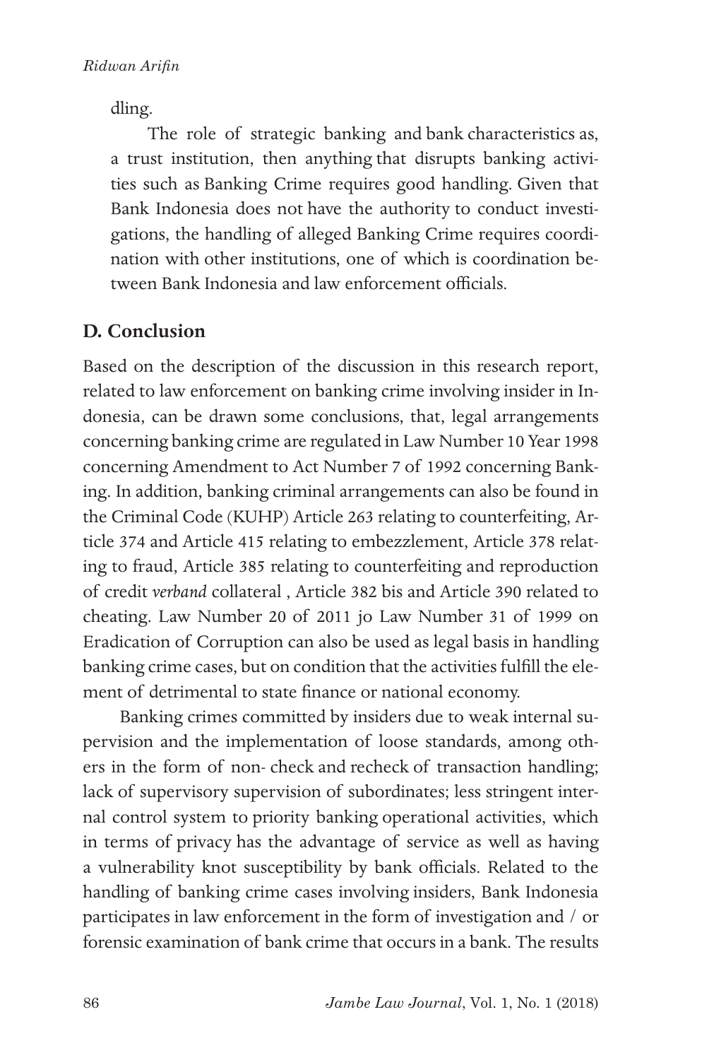dling.

The role of strategic banking and bank characteristics as, a trust institution, then anything that disrupts banking activities such as Banking Crime requires good handling. Given that Bank Indonesia does not have the authority to conduct investigations, the handling of alleged Banking Crime requires coordination with other institutions, one of which is coordination between Bank Indonesia and law enforcement officials.

## D. Conclusion

Based on the description of the discussion in this research report, related to law enforcement on banking crime involving insider in Indonesia, can be drawn some conclusions, that, legal arrangements concerning banking crime are regulated in Law Number 10 Year 1998 concerning Amendment to Act Number 7 of 1992 concerning Banking. In addition, banking criminal arrangements can also be found in the Criminal Code (KUHP) Article 263 relating to counterfeiting, Article 374 and Article 415 relating to embezzlement, Article 378 relating to fraud, Article 385 relating to counterfeiting and reproduction of credit *verband* collateral , Article 382 bis and Article 390 related to cheating. Law Number 20 of 2011 jo Law Number 31 of 1999 on Eradication of Corruption can also be used as legal basis in handling banking crime cases, but on condition that the activities fulfill the element of detrimental to state finance or national economy.

Banking crimes committed by insiders due to weak internal supervision and the implementation of loose standards, among others in the form of non- check and recheck of transaction handling; lack of supervisory supervision of subordinates; less stringent internal control system to priority banking operational activities, which in terms of privacy has the advantage of service as well as having a vulnerability knot susceptibility by bank officials. Related to the handling of banking crime cases involving insiders, Bank Indonesia participates in law enforcement in the form of investigation and / or forensic examination of bank crime that occurs in a bank. The results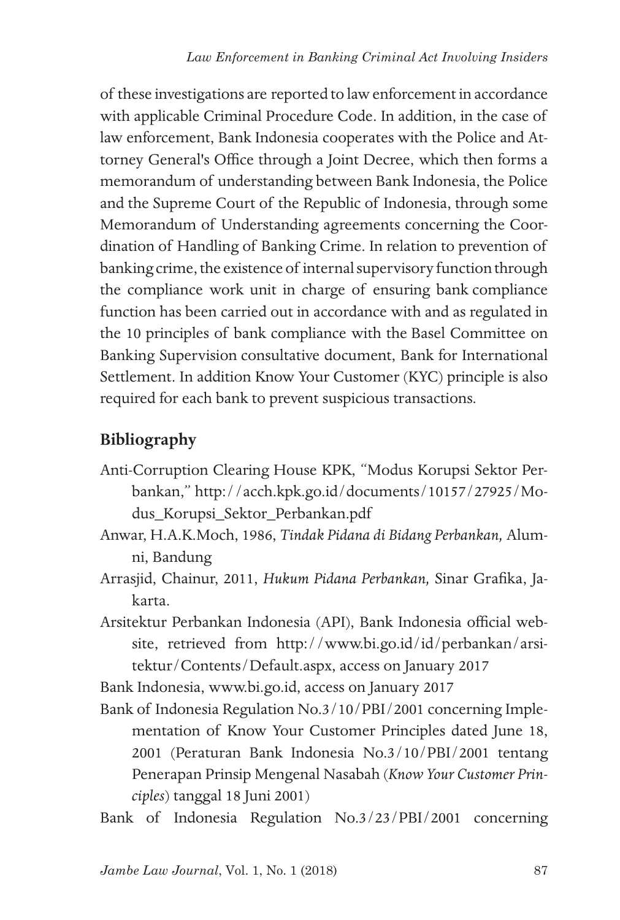of these investigations are reported to law enforcement in accordance with applicable Criminal Procedure Code. In addition, in the case of law enforcement, Bank Indonesia cooperates with the Police and Attorney General's Office through a Joint Decree, which then forms a memorandum of understanding between Bank Indonesia, the Police and the Supreme Court of the Republic of Indonesia, through some Memorandum of Understanding agreements concerning the Coordination of Handling of Banking Crime. In relation to prevention of banking crime, the existence of internal supervisory function through the compliance work unit in charge of ensuring bank compliance function has been carried out in accordance with and as regulated in the 10 principles of bank compliance with the Basel Committee on Banking Supervision consultative document, Bank for International Settlement. In addition Know Your Customer (KYC) principle is also required for each bank to prevent suspicious transactions.

## Bibliography

Anti-Corruption Clearing House KPK, "Modus Korupsi Sektor Perbankan," http://acch.kpk.go.id/documents/10157/27925/Modus_Korupsi_Sektor_Perbankan.pdf

Anwar, H.A.K.Moch, 1986, *Tindak Pidana di Bidang Perbankan,* Alumni, Bandung

Arrasjid, Chainur, 2011, *Hukum Pidana Perbankan,* Sinar Grafika, Jakarta.

Arsitektur Perbankan Indonesia (API), Bank Indonesia official website, retrieved from http://www.bi.go.id/id/perbankan/arsitektur/Contents/Default.aspx, access on January 2017

Bank Indonesia, www.bi.go.id, access on January 2017

Bank of Indonesia Regulation No.3/10/PBI/2001 concerning Implementation of Know Your Customer Principles dated June 18, 2001 (Peraturan Bank Indonesia No.3/10/PBI/2001 tentang Penerapan Prinsip Mengenal Nasabah (*Know Your Customer Principles*) tanggal 18 Juni 2001)

Bank of Indonesia Regulation No.3/23/PBI/2001 concerning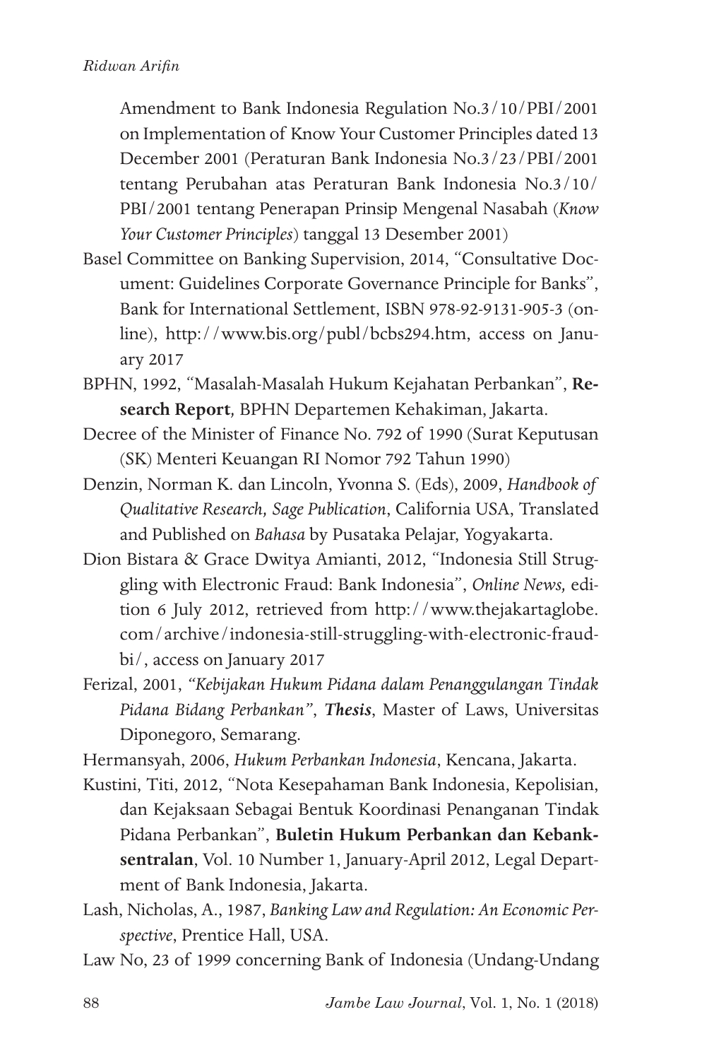Amendment to Bank Indonesia Regulation No.3/10/PBI/2001 on Implementation of Know Your Customer Principles dated 13 December 2001 (Peraturan Bank Indonesia No.3/23/PBI/2001 tentang Perubahan atas Peraturan Bank Indonesia No.3/10/PBI/2001 tentang Penerapan Prinsip Mengenal Nasabah (*Know Your Customer Principles*) tanggal 13 Desember 2001)

Basel Committee on Banking Supervision, 2014, "Consultative Document: Guidelines Corporate Governance Principle for Banks", Bank for International Settlement, ISBN 978-92-9131-905-3 (online), http://www.bis.org/publ/bcbs294.htm, access on January 2017

BPHN, 1992, "Masalah-Masalah Hukum Kejahatan Perbankan", **Research Report***,* BPHN Departemen Kehakiman, Jakarta.

Decree of the Minister of Finance No. 792 of 1990 (Surat Keputusan (SK) Menteri Keuangan RI Nomor 792 Tahun 1990)

Denzin, Norman K. dan Lincoln, Yvonna S. (Eds), 2009, *Handbook of Qualitative Research, Sage Publication*, California USA, Translated and Published on *Bahasa* by Pusataka Pelajar, Yogyakarta.

Dion Bistara & Grace Dwitya Amianti, 2012, "Indonesia Still Struggling with Electronic Fraud: Bank Indonesia", *Online News,* edition 6 July 2012, retrieved from http://www.thejakartaglobe.com/archive/indonesia-still-struggling-with-electronic-fraud-bi/, access on January 2017

Ferizal, 2001, *"Kebijakan Hukum Pidana dalam Penanggulangan Tindak Pidana Bidang Perbankan"*, ***Thesis***, Master of Laws, Universitas Diponegoro, Semarang.

Hermansyah, 2006, *Hukum Perbankan Indonesia*, Kencana, Jakarta.

Kustini, Titi, 2012, "Nota Kesepahaman Bank Indonesia, Kepolisian, dan Kejaksaan Sebagai Bentuk Koordinasi Penanganan Tindak Pidana Perbankan", **Buletin Hukum Perbankan dan Kebanksentralan**, Vol. 10 Number 1, January-April 2012, Legal Department of Bank Indonesia, Jakarta.

Lash, Nicholas, A., 1987, *Banking Law and Regulation: An Economic Perspective*, Prentice Hall, USA.

Law No, 23 of 1999 concerning Bank of Indonesia (Undang-Undang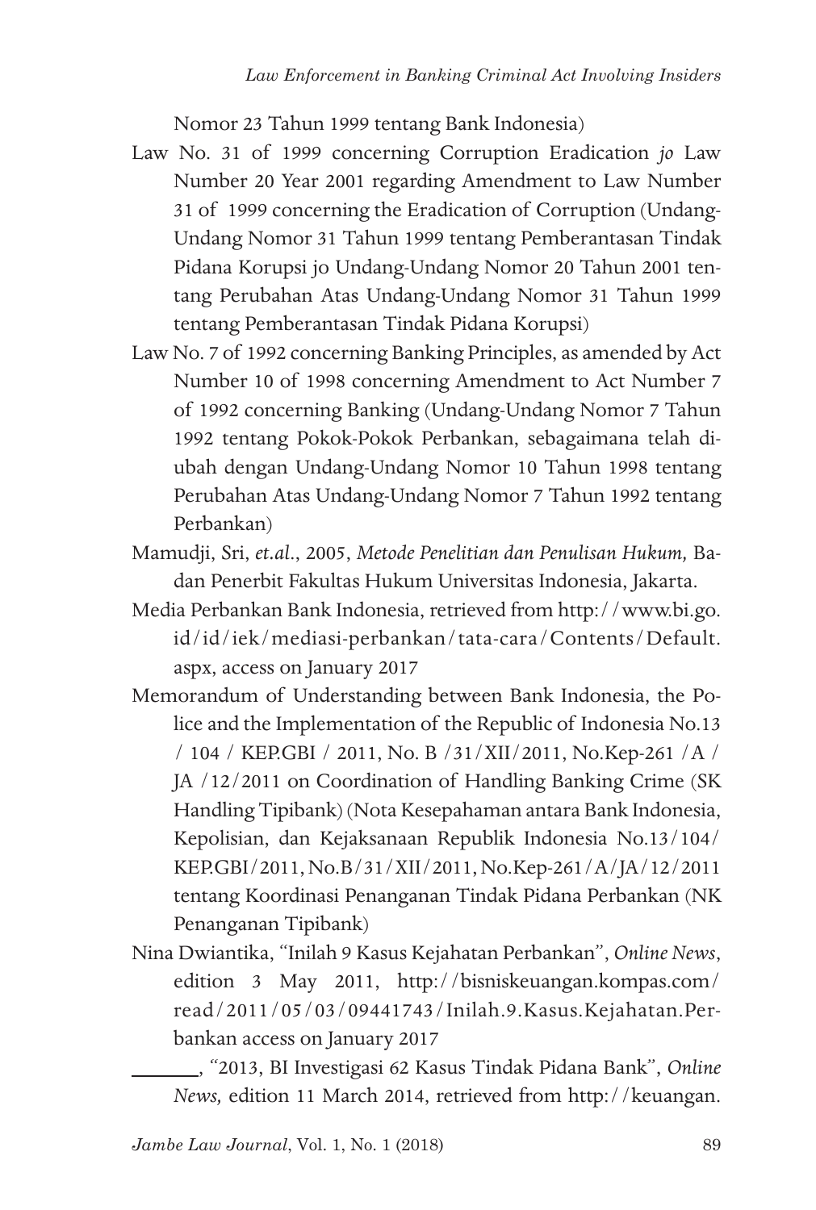Nomor 23 Tahun 1999 tentang Bank Indonesia)

Law No. 31 of 1999 concerning Corruption Eradication *jo* Law Number 20 Year 2001 regarding Amendment to Law Number 31 of 1999 concerning the Eradication of Corruption (Undang-Undang Nomor 31 Tahun 1999 tentang Pemberantasan Tindak Pidana Korupsi jo Undang-Undang Nomor 20 Tahun 2001 tentang Perubahan Atas Undang-Undang Nomor 31 Tahun 1999 tentang Pemberantasan Tindak Pidana Korupsi)

Law No. 7 of 1992 concerning Banking Principles, as amended by Act Number 10 of 1998 concerning Amendment to Act Number 7 of 1992 concerning Banking (Undang-Undang Nomor 7 Tahun 1992 tentang Pokok-Pokok Perbankan, sebagaimana telah diubah dengan Undang-Undang Nomor 10 Tahun 1998 tentang Perubahan Atas Undang-Undang Nomor 7 Tahun 1992 tentang Perbankan)

Mamudji, Sri, *et.al*., 2005, *Metode Penelitian dan Penulisan Hukum,* Badan Penerbit Fakultas Hukum Universitas Indonesia, Jakarta.

Media Perbankan Bank Indonesia, retrieved from http://www.bi.go.id/id/iek/mediasi-perbankan/tata-cara/Contents/Default.aspx, access on January 2017

Memorandum of Understanding between Bank Indonesia, the Police and the Implementation of the Republic of Indonesia No.13 / 104 / KEP.GBI / 2011, No. B /31/XII/2011, No.Kep-261 /A / JA /12/2011 on Coordination of Handling Banking Crime (SK Handling Tipibank) (Nota Kesepahaman antara Bank Indonesia, Kepolisian, dan Kejaksanaan Republik Indonesia No.13/104/KEP.GBI/2011, No.B/31/XII/2011, No.Kep-261/A/JA/12/2011 tentang Koordinasi Penanganan Tindak Pidana Perbankan (NK Penanganan Tipibank)

Nina Dwiantika, "Inilah 9 Kasus Kejahatan Perbankan", *Online News*, edition 3 May 2011, http://bisniskeuangan.kompas.com/read/2011/05/03/09441743/Inilah.9.Kasus.Kejahatan.Perbankan access on January 2017

_______, "2013, BI Investigasi 62 Kasus Tindak Pidana Bank", *Online News,* edition 11 March 2014, retrieved from http://keuangan.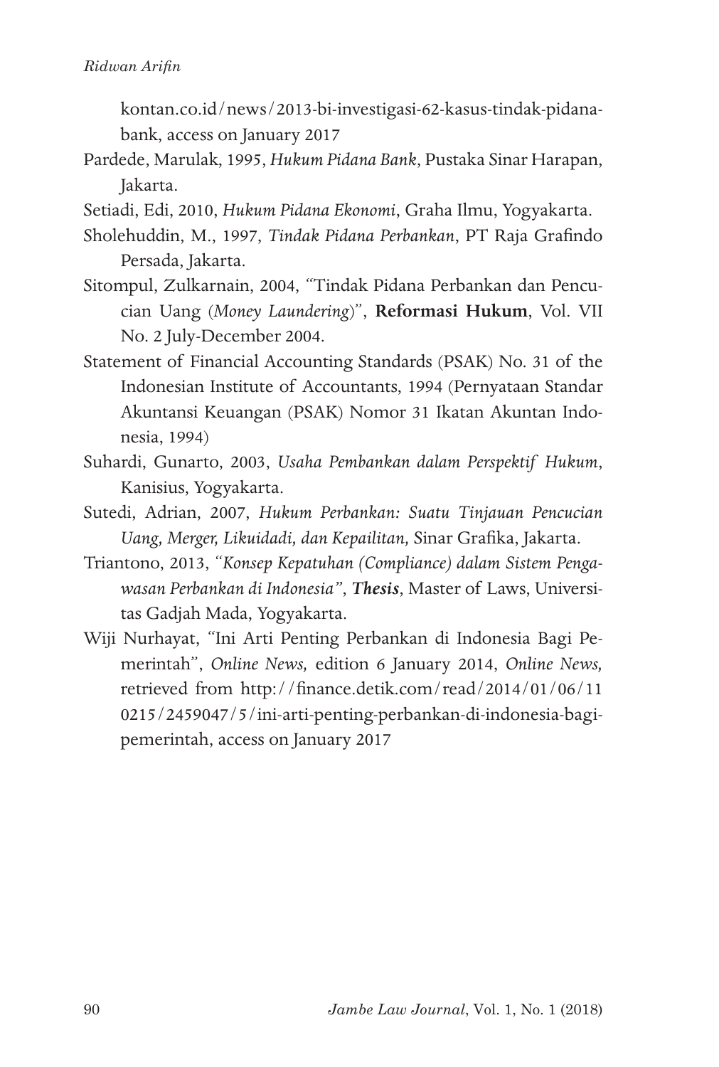kontan.co.id/news/2013-bi-investigasi-62-kasus-tindak-pidana-bank, access on January 2017

Pardede, Marulak, 1995, *Hukum Pidana Bank*, Pustaka Sinar Harapan, Jakarta.

Setiadi, Edi, 2010, *Hukum Pidana Ekonomi*, Graha Ilmu, Yogyakarta.

Sholehuddin, M., 1997, *Tindak Pidana Perbankan*, PT Raja Grafindo Persada, Jakarta.

Sitompul, Zulkarnain, 2004, "Tindak Pidana Perbankan dan Pencucian Uang (*Money Laundering*)", **Reformasi Hukum**, Vol. VII No. 2 July-December 2004.

Statement of Financial Accounting Standards (PSAK) No. 31 of the Indonesian Institute of Accountants, 1994 (Pernyataan Standar Akuntansi Keuangan (PSAK) Nomor 31 Ikatan Akuntan Indonesia, 1994)

Suhardi, Gunarto, 2003, *Usaha Pembankan dalam Perspektif Hukum*, Kanisius, Yogyakarta.

Sutedi, Adrian, 2007, *Hukum Perbankan: Suatu Tinjauan Pencucian Uang, Merger, Likuidadi, dan Kepailitan,* Sinar Grafika, Jakarta.

Triantono, 2013, *"Konsep Kepatuhan (Compliance) dalam Sistem Pengawasan Perbankan di Indonesia"*, ***Thesis***, Master of Laws, Universitas Gadjah Mada, Yogyakarta.

Wiji Nurhayat, "Ini Arti Penting Perbankan di Indonesia Bagi Pemerintah", *Online News,* edition 6 January 2014, *Online News,* retrieved from http://finance.detik.com/read/2014/01/06/110215/2459047/5/ini-arti-penting-perbankan-di-indonesia-bagi-pemerintah, access on January 2017